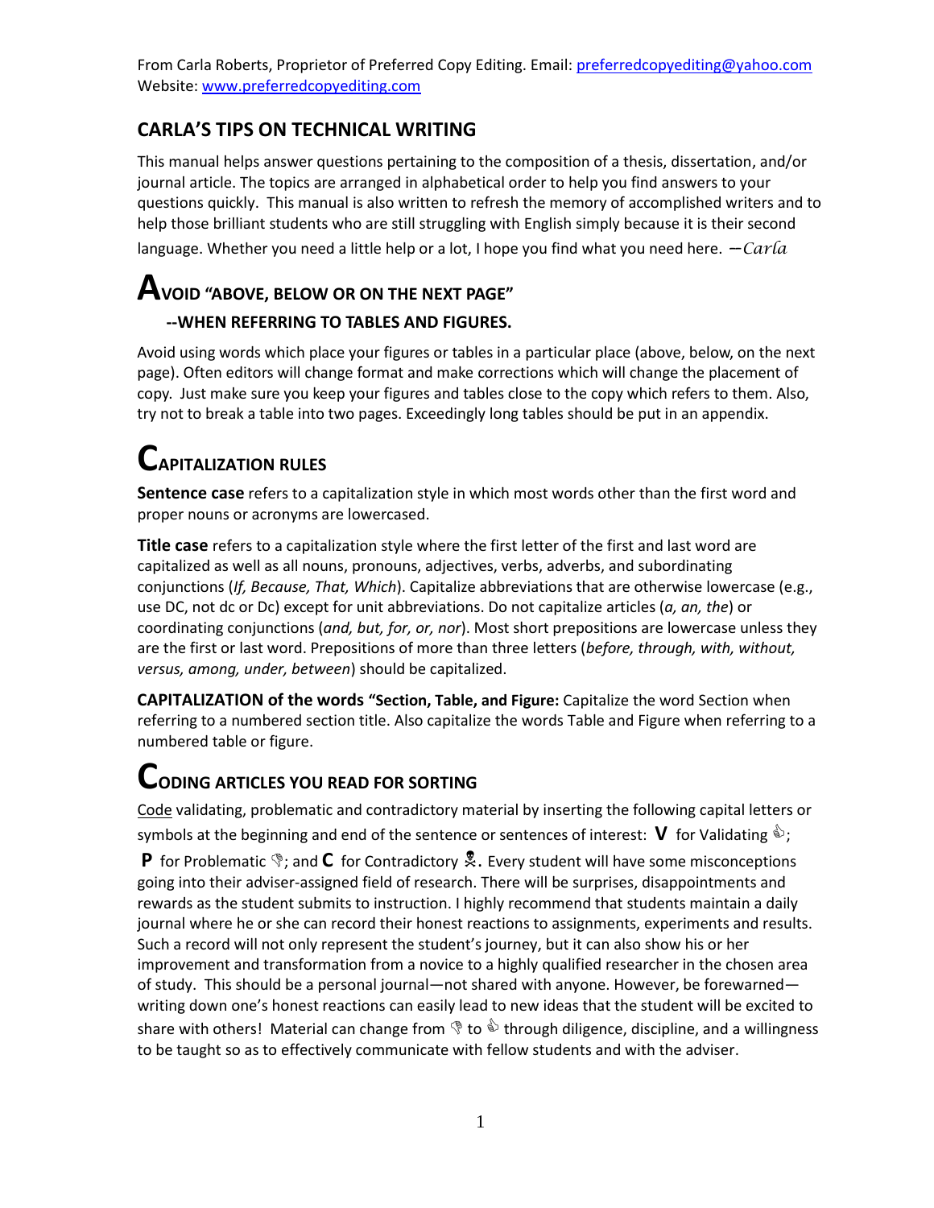From Carla Roberts, Proprietor of Preferred Copy Editing. Email: preferredcopyediting@yahoo.com
Website: www.preferredcopyediting.com

## CARLA'S TIPS ON TECHNICAL WRITING

This manual helps answer questions pertaining to the composition of a thesis, dissertation, and/or journal article. The topics are arranged in alphabetical order to help you find answers to your questions quickly. This manual is also written to refresh the memory of accomplished writers and to help those brilliant students who are still struggling with English simply because it is their second language. Whether you need a little help or a lot, I hope you find what you need here. —*Carla*

## AVOID "ABOVE, BELOW OR ON THE NEXT PAGE"

### --WHEN REFERRING TO TABLES AND FIGURES.

Avoid using words which place your figures or tables in a particular place (above, below, on the next page). Often editors will change format and make corrections which will change the placement of copy. Just make sure you keep your figures and tables close to the copy which refers to them. Also, try not to break a table into two pages. Exceedingly long tables should be put in an appendix.

## CAPITALIZATION RULES

**Sentence case** refers to a capitalization style in which most words other than the first word and proper nouns or acronyms are lowercased.

**Title case** refers to a capitalization style where the first letter of the first and last word are capitalized as well as all nouns, pronouns, adjectives, verbs, adverbs, and subordinating conjunctions (*If, Because, That, Which*). Capitalize abbreviations that are otherwise lowercase (e.g., use DC, not dc or Dc) except for unit abbreviations. Do not capitalize articles (*a, an, the*) or coordinating conjunctions (*and, but, for, or, nor*). Most short prepositions are lowercase unless they are the first or last word. Prepositions of more than three letters (*before, through, with, without, versus, among, under, between*) should be capitalized.

**CAPITALIZATION of the words "Section, Table, and Figure:** Capitalize the word Section when referring to a numbered section title. Also capitalize the words Table and Figure when referring to a numbered table or figure.

## CODING ARTICLES YOU READ FOR SORTING

Code validating, problematic and contradictory material by inserting the following capital letters or symbols at the beginning and end of the sentence or sentences of interest: **V** for Validating 👍; **P** for Problematic 👎; and **C** for Contradictory ☠. Every student will have some misconceptions going into their adviser-assigned field of research. There will be surprises, disappointments and rewards as the student submits to instruction. I highly recommend that students maintain a daily journal where he or she can record their honest reactions to assignments, experiments and results. Such a record will not only represent the student's journey, but it can also show his or her improvement and transformation from a novice to a highly qualified researcher in the chosen area of study. This should be a personal journal—not shared with anyone. However, be forewarned—writing down one's honest reactions can easily lead to new ideas that the student will be excited to share with others! Material can change from 👎 to 👍 through diligence, discipline, and a willingness to be taught so as to effectively communicate with fellow students and with the adviser.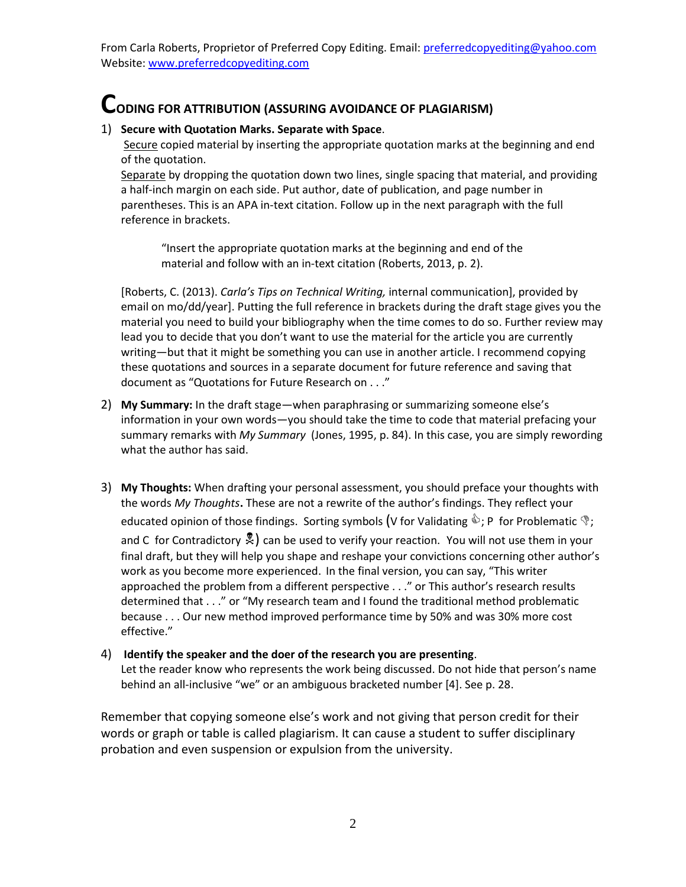From Carla Roberts, Proprietor of Preferred Copy Editing. Email: preferredcopyediting@yahoo.com
Website: www.preferredcopyediting.com

# CODING FOR ATTRIBUTION (ASSURING AVOIDANCE OF PLAGIARISM)

1) **Secure with Quotation Marks. Separate with Space**.
Secure copied material by inserting the appropriate quotation marks at the beginning and end of the quotation.
Separate by dropping the quotation down two lines, single spacing that material, and providing a half-inch margin on each side. Put author, date of publication, and page number in parentheses. This is an APA in-text citation. Follow up in the next paragraph with the full reference in brackets.

> "Insert the appropriate quotation marks at the beginning and end of the material and follow with an in-text citation (Roberts, 2013, p. 2).

[Roberts, C. (2013). *Carla's Tips on Technical Writing,* internal communication], provided by email on mo/dd/year]. Putting the full reference in brackets during the draft stage gives you the material you need to build your bibliography when the time comes to do so. Further review may lead you to decide that you don't want to use the material for the article you are currently writing—but that it might be something you can use in another article. I recommend copying these quotations and sources in a separate document for future reference and saving that document as "Quotations for Future Research on . . ."

2) **My Summary:** In the draft stage—when paraphrasing or summarizing someone else's information in your own words—you should take the time to code that material prefacing your summary remarks with *My Summary* (Jones, 1995, p. 84). In this case, you are simply rewording what the author has said.

3) **My Thoughts:** When drafting your personal assessment, you should preface your thoughts with the words *My Thoughts***.** These are not a rewrite of the author's findings. They reflect your educated opinion of those findings. Sorting symbols (V for Validating 👍; P for Problematic 👎; and C for Contradictory ☠) can be used to verify your reaction. You will not use them in your final draft, but they will help you shape and reshape your convictions concerning other author's work as you become more experienced. In the final version, you can say, "This writer approached the problem from a different perspective . . ." or This author's research results determined that . . ." or "My research team and I found the traditional method problematic because . . . Our new method improved performance time by 50% and was 30% more cost effective."

4) **Identify the speaker and the doer of the research you are presenting**.
Let the reader know who represents the work being discussed. Do not hide that person's name behind an all-inclusive "we" or an ambiguous bracketed number [4]. See p. 28.

Remember that copying someone else's work and not giving that person credit for their words or graph or table is called plagiarism. It can cause a student to suffer disciplinary probation and even suspension or expulsion from the university.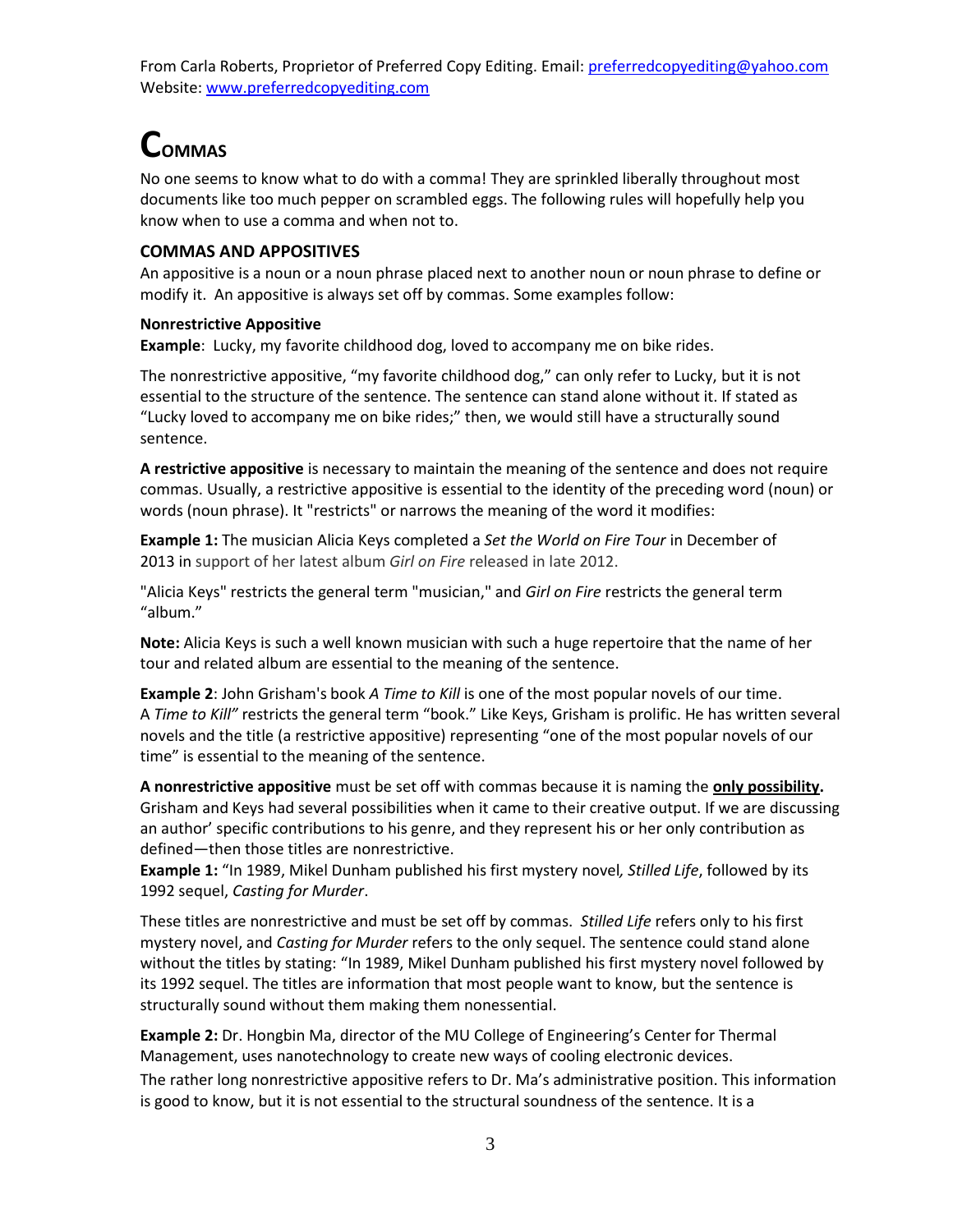From Carla Roberts, Proprietor of Preferred Copy Editing. Email: preferredcopyediting@yahoo.com
Website: www.preferredcopyediting.com

# COMMAS

No one seems to know what to do with a comma! They are sprinkled liberally throughout most documents like too much pepper on scrambled eggs. The following rules will hopefully help you know when to use a comma and when not to.

### COMMAS AND APPOSITIVES

An appositive is a noun or a noun phrase placed next to another noun or noun phrase to define or modify it. An appositive is always set off by commas. Some examples follow:

**Nonrestrictive Appositive**
**Example**: Lucky, my favorite childhood dog, loved to accompany me on bike rides.

The nonrestrictive appositive, "my favorite childhood dog," can only refer to Lucky, but it is not essential to the structure of the sentence. The sentence can stand alone without it. If stated as "Lucky loved to accompany me on bike rides;" then, we would still have a structurally sound sentence.

**A restrictive appositive** is necessary to maintain the meaning of the sentence and does not require commas. Usually, a restrictive appositive is essential to the identity of the preceding word (noun) or words (noun phrase). It "restricts" or narrows the meaning of the word it modifies:

**Example 1:** The musician Alicia Keys completed a *Set the World on Fire Tour* in December of 2013 in support of her latest album *Girl on Fire* released in late 2012.

"Alicia Keys" restricts the general term "musician," and *Girl on Fire* restricts the general term "album."

**Note:** Alicia Keys is such a well known musician with such a huge repertoire that the name of her tour and related album are essential to the meaning of the sentence.

**Example 2**: John Grisham's book *A Time to Kill* is one of the most popular novels of our time. A *Time to Kill"* restricts the general term "book." Like Keys, Grisham is prolific. He has written several novels and the title (a restrictive appositive) representing "one of the most popular novels of our time" is essential to the meaning of the sentence.

**A nonrestrictive appositive** must be set off with commas because it is naming the **only possibility.** Grisham and Keys had several possibilities when it came to their creative output. If we are discussing an author' specific contributions to his genre, and they represent his or her only contribution as defined—then those titles are nonrestrictive.
**Example 1:** "In 1989, Mikel Dunham published his first mystery novel, *Stilled Life*, followed by its 1992 sequel, *Casting for Murder*.

These titles are nonrestrictive and must be set off by commas. *Stilled Life* refers only to his first mystery novel, and *Casting for Murder* refers to the only sequel. The sentence could stand alone without the titles by stating: "In 1989, Mikel Dunham published his first mystery novel followed by its 1992 sequel. The titles are information that most people want to know, but the sentence is structurally sound without them making them nonessential.

**Example 2:** Dr. Hongbin Ma, director of the MU College of Engineering's Center for Thermal Management, uses nanotechnology to create new ways of cooling electronic devices.
The rather long nonrestrictive appositive refers to Dr. Ma's administrative position. This information is good to know, but it is not essential to the structural soundness of the sentence. It is a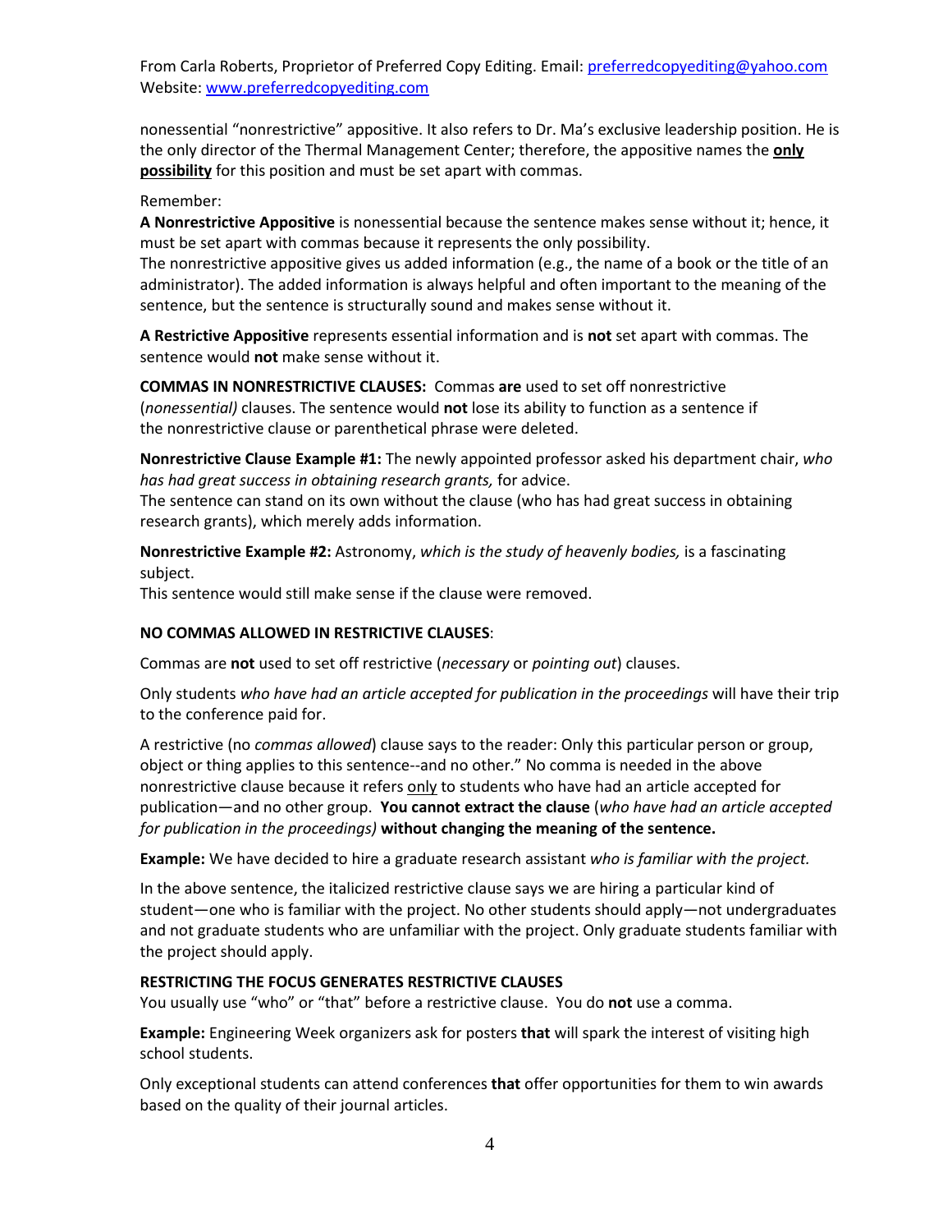nonessential "nonrestrictive" appositive. It also refers to Dr. Ma's exclusive leadership position. He is the only director of the Thermal Management Center; therefore, the appositive names the **only possibility** for this position and must be set apart with commas.

Remember:

**A Nonrestrictive Appositive** is nonessential because the sentence makes sense without it; hence, it must be set apart with commas because it represents the only possibility.
The nonrestrictive appositive gives us added information (e.g., the name of a book or the title of an administrator). The added information is always helpful and often important to the meaning of the sentence, but the sentence is structurally sound and makes sense without it.

**A Restrictive Appositive** represents essential information and is **not** set apart with commas. The sentence would **not** make sense without it.

**COMMAS IN NONRESTRICTIVE CLAUSES:** Commas **are** used to set off nonrestrictive (*nonessential)* clauses. The sentence would **not** lose its ability to function as a sentence if the nonrestrictive clause or parenthetical phrase were deleted.

**Nonrestrictive Clause Example #1:** The newly appointed professor asked his department chair, *who has had great success in obtaining research grants,* for advice.
The sentence can stand on its own without the clause (who has had great success in obtaining research grants), which merely adds information.

**Nonrestrictive Example #2:** Astronomy, *which is the study of heavenly bodies,* is a fascinating subject.
This sentence would still make sense if the clause were removed.

**NO COMMAS ALLOWED IN RESTRICTIVE CLAUSES**:

Commas are **not** used to set off restrictive (*necessary* or *pointing out*) clauses.

Only students *who have had an article accepted for publication in the proceedings* will have their trip to the conference paid for.

A restrictive (no *commas allowed*) clause says to the reader: Only this particular person or group, object or thing applies to this sentence--and no other." No comma is needed in the above nonrestrictive clause because it refers only to students who have had an article accepted for publication—and no other group. **You cannot extract the clause** (*who have had an article accepted for publication in the proceedings)* **without changing the meaning of the sentence.**

**Example:** We have decided to hire a graduate research assistant *who is familiar with the project.*

In the above sentence, the italicized restrictive clause says we are hiring a particular kind of student—one who is familiar with the project. No other students should apply—not undergraduates and not graduate students who are unfamiliar with the project. Only graduate students familiar with the project should apply.

**RESTRICTING THE FOCUS GENERATES RESTRICTIVE CLAUSES**
You usually use "who" or "that" before a restrictive clause. You do **not** use a comma.

**Example:** Engineering Week organizers ask for posters **that** will spark the interest of visiting high school students.

Only exceptional students can attend conferences **that** offer opportunities for them to win awards based on the quality of their journal articles.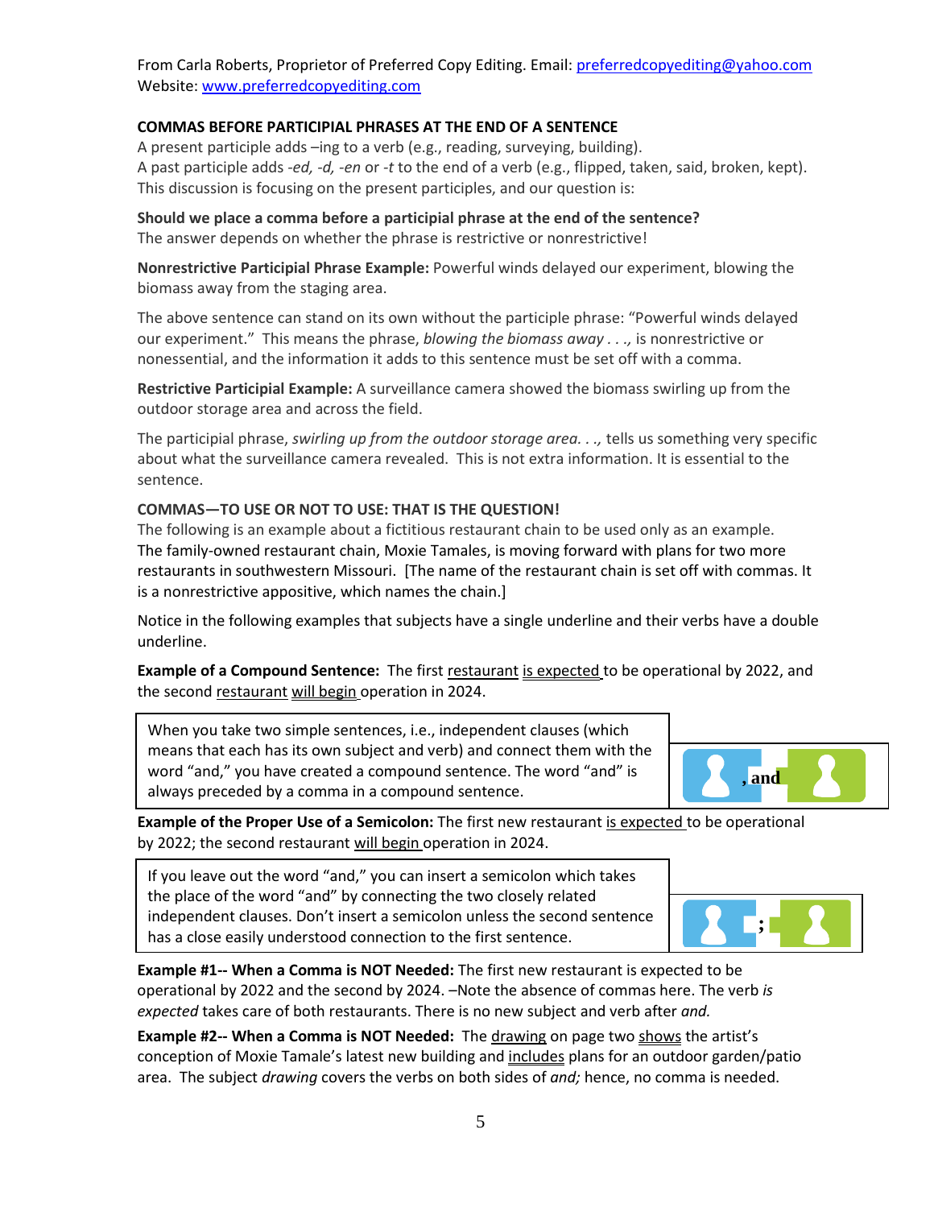From Carla Roberts, Proprietor of Preferred Copy Editing. Email: preferredcopyediting@yahoo.com
Website: www.preferredcopyediting.com

**COMMAS BEFORE PARTICIPIAL PHRASES AT THE END OF A SENTENCE**

A present participle adds –ing to a verb (e.g., reading, surveying, building).
A past participle adds *-ed, -d, -en* or *-t* to the end of a verb (e.g., flipped, taken, said, broken, kept).
This discussion is focusing on the present participles, and our question is:

**Should we place a comma before a participial phrase at the end of the sentence?**
The answer depends on whether the phrase is restrictive or nonrestrictive!

**Nonrestrictive Participial Phrase Example:** Powerful winds delayed our experiment, blowing the biomass away from the staging area.

The above sentence can stand on its own without the participle phrase: "Powerful winds delayed our experiment." This means the phrase, *blowing the biomass away . . .,* is nonrestrictive or nonessential, and the information it adds to this sentence must be set off with a comma.

**Restrictive Participial Example:** A surveillance camera showed the biomass swirling up from the outdoor storage area and across the field.

The participial phrase, *swirling up from the outdoor storage area. . .,* tells us something very specific about what the surveillance camera revealed. This is not extra information. It is essential to the sentence.

**COMMAS—TO USE OR NOT TO USE: THAT IS THE QUESTION!**

The following is an example about a fictitious restaurant chain to be used only as an example.
The family-owned restaurant chain, Moxie Tamales, is moving forward with plans for two more restaurants in southwestern Missouri. [The name of the restaurant chain is set off with commas. It is a nonrestrictive appositive, which names the chain.]

Notice in the following examples that subjects have a single underline and their verbs have a double underline.

**Example of a Compound Sentence:** The first restaurant is expected to be operational by 2022, and the second restaurant will begin operation in 2024.

| When you take two simple sentences, i.e., independent clauses (which means that each has its own subject and verb) and connect them with the word "and," you have created a compound sentence. The word "and" is always preceded by a comma in a compound sentence. | , and |
|---|---|

**Example of the Proper Use of a Semicolon:** The first new restaurant is expected to be operational by 2022; the second restaurant will begin operation in 2024.

| If you leave out the word "and," you can insert a semicolon which takes the place of the word "and" by connecting the two closely related independent clauses. Don't insert a semicolon unless the second sentence has a close easily understood connection to the first sentence. | ; |
|---|---|

**Example #1-- When a Comma is NOT Needed:** The first new restaurant is expected to be operational by 2022 and the second by 2024. –Note the absence of commas here. The verb *is expected* takes care of both restaurants. There is no new subject and verb after *and.*

**Example #2-- When a Comma is NOT Needed:** The drawing on page two shows the artist's conception of Moxie Tamale's latest new building and includes plans for an outdoor garden/patio area. The subject *drawing* covers the verbs on both sides of *and;* hence, no comma is needed.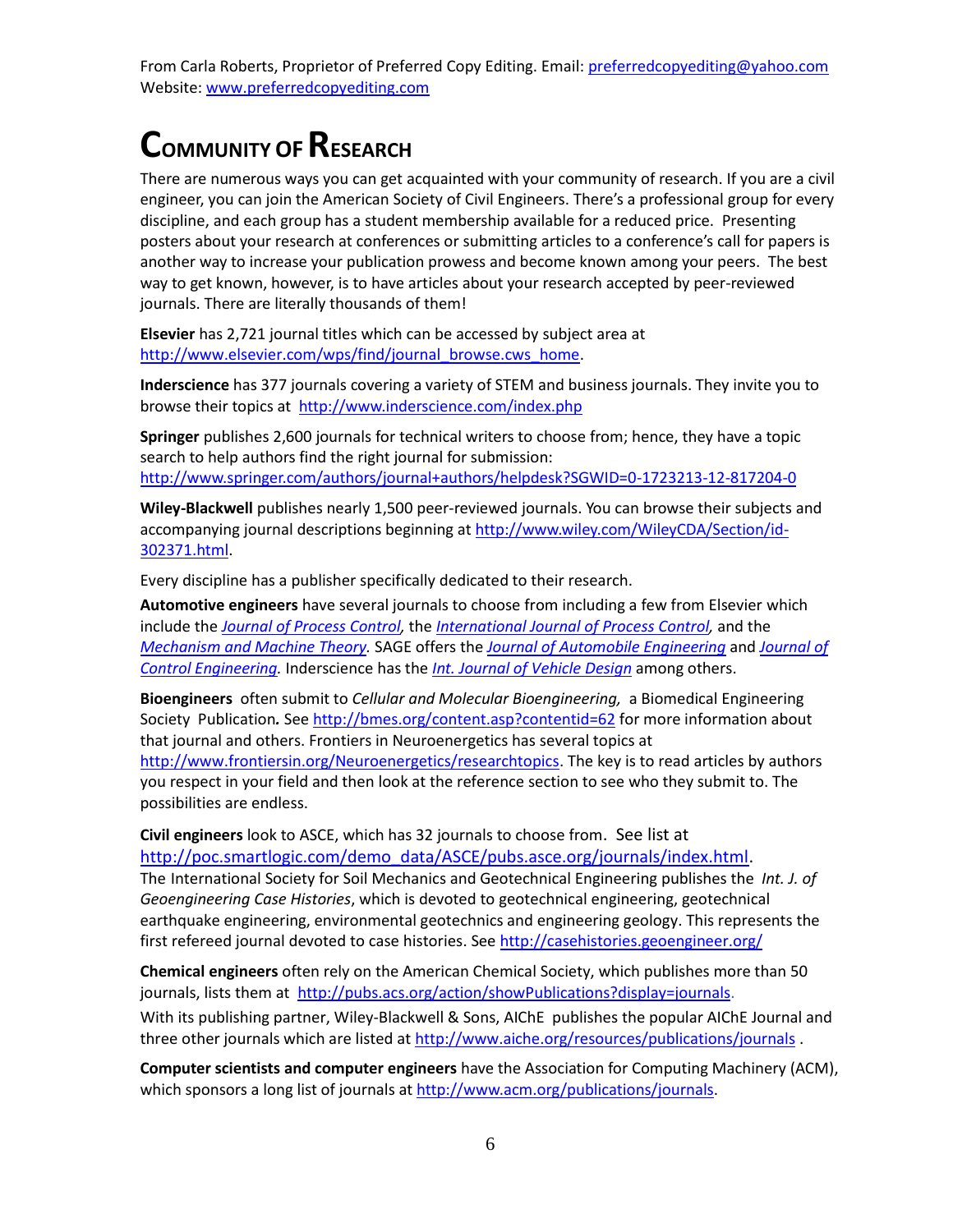From Carla Roberts, Proprietor of Preferred Copy Editing. Email: preferredcopyediting@yahoo.com
Website: www.preferredcopyediting.com

# Community of Research

There are numerous ways you can get acquainted with your community of research. If you are a civil engineer, you can join the American Society of Civil Engineers. There's a professional group for every discipline, and each group has a student membership available for a reduced price. Presenting posters about your research at conferences or submitting articles to a conference's call for papers is another way to increase your publication prowess and become known among your peers. The best way to get known, however, is to have articles about your research accepted by peer-reviewed journals. There are literally thousands of them!

**Elsevier** has 2,721 journal titles which can be accessed by subject area at http://www.elsevier.com/wps/find/journal_browse.cws_home.

**Inderscience** has 377 journals covering a variety of STEM and business journals. They invite you to browse their topics at http://www.inderscience.com/index.php

**Springer** publishes 2,600 journals for technical writers to choose from; hence, they have a topic search to help authors find the right journal for submission: http://www.springer.com/authors/journal+authors/helpdesk?SGWID=0-1723213-12-817204-0

**Wiley-Blackwell** publishes nearly 1,500 peer-reviewed journals. You can browse their subjects and accompanying journal descriptions beginning at http://www.wiley.com/WileyCDA/Section/id-302371.html.

Every discipline has a publisher specifically dedicated to their research.

**Automotive engineers** have several journals to choose from including a few from Elsevier which include the *Journal of Process Control,* the *International Journal of Process Control,* and the *Mechanism and Machine Theory.* SAGE offers the *Journal of Automobile Engineering* and *Journal of Control Engineering.* Inderscience has the *Int. Journal of Vehicle Design* among others.

**Bioengineers** often submit to *Cellular and Molecular Bioengineering,* a Biomedical Engineering Society Publication**.** See http://bmes.org/content.asp?contentid=62 for more information about that journal and others. Frontiers in Neuroenergetics has several topics at http://www.frontiersin.org/Neuroenergetics/researchtopics. The key is to read articles by authors you respect in your field and then look at the reference section to see who they submit to. The possibilities are endless.

**Civil engineers** look to ASCE, which has 32 journals to choose from. See list at http://poc.smartlogic.com/demo_data/ASCE/pubs.asce.org/journals/index.html.
The International Society for Soil Mechanics and Geotechnical Engineering publishes the *Int. J. of Geoengineering Case Histories*, which is devoted to geotechnical engineering, geotechnical earthquake engineering, environmental geotechnics and engineering geology. This represents the first refereed journal devoted to case histories. See http://casehistories.geoengineer.org/

**Chemical engineers** often rely on the American Chemical Society, which publishes more than 50 journals, lists them at http://pubs.acs.org/action/showPublications?display=journals.
With its publishing partner, Wiley-Blackwell & Sons, AIChE publishes the popular AIChE Journal and three other journals which are listed at http://www.aiche.org/resources/publications/journals .

**Computer scientists and computer engineers** have the Association for Computing Machinery (ACM), which sponsors a long list of journals at http://www.acm.org/publications/journals.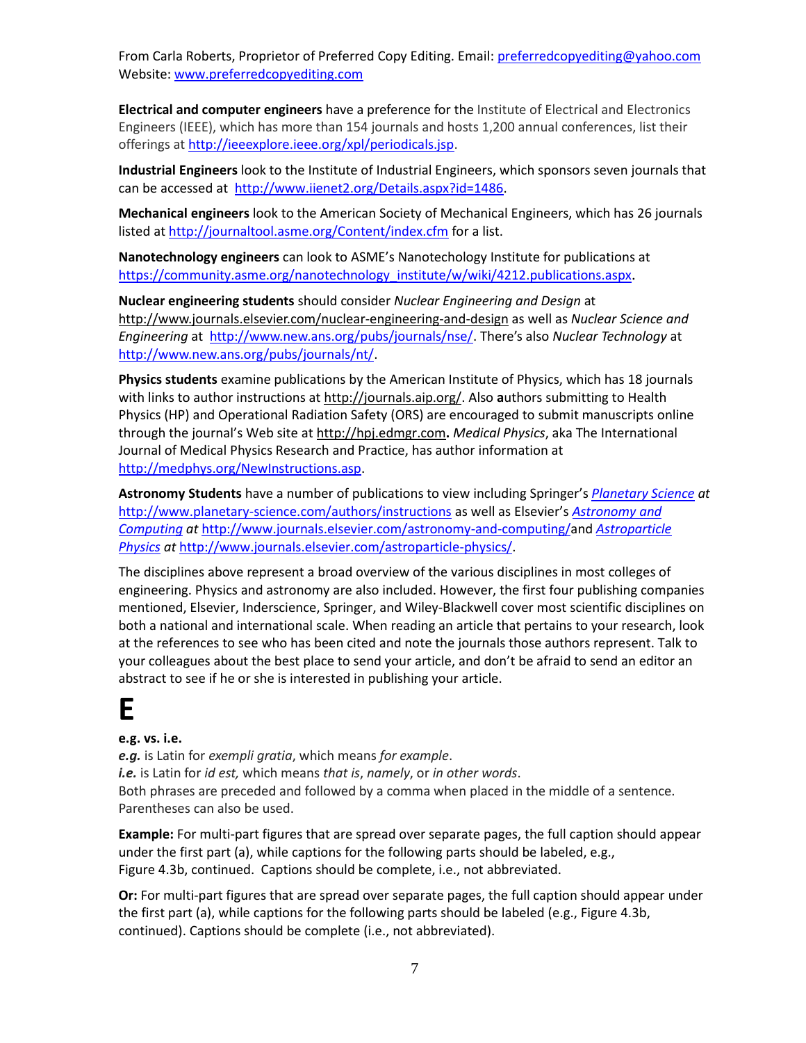From Carla Roberts, Proprietor of Preferred Copy Editing. Email: preferredcopyediting@yahoo.com
Website: www.preferredcopyediting.com

**Electrical and computer engineers** have a preference for the Institute of Electrical and Electronics Engineers (IEEE), which has more than 154 journals and hosts 1,200 annual conferences, list their offerings at http://ieeexplore.ieee.org/xpl/periodicals.jsp.

**Industrial Engineers** look to the Institute of Industrial Engineers, which sponsors seven journals that can be accessed at http://www.iienet2.org/Details.aspx?id=1486.

**Mechanical engineers** look to the American Society of Mechanical Engineers, which has 26 journals listed at http://journaltool.asme.org/Content/index.cfm for a list.

**Nanotechnology engineers** can look to ASME's Nanotechology Institute for publications at https://community.asme.org/nanotechnology_institute/w/wiki/4212.publications.aspx.

**Nuclear engineering students** should consider *Nuclear Engineering and Design* at http://www.journals.elsevier.com/nuclear-engineering-and-design as well as *Nuclear Science and Engineering* at http://www.new.ans.org/pubs/journals/nse/. There's also *Nuclear Technology* at http://www.new.ans.org/pubs/journals/nt/.

**Physics students** examine publications by the American Institute of Physics, which has 18 journals with links to author instructions at http://journals.aip.org/. Also **a**uthors submitting to Health Physics (HP) and Operational Radiation Safety (ORS) are encouraged to submit manuscripts online through the journal's Web site at http://hpj.edmgr.com**.** *Medical Physics*, aka The International Journal of Medical Physics Research and Practice, has author information at http://medphys.org/NewInstructions.asp.

**Astronomy Students** have a number of publications to view including Springer's *Planetary Science at* http://www.planetary-science.com/authors/instructions as well as Elsevier's *Astronomy and Computing at* http://www.journals.elsevier.com/astronomy-and-computing/and *Astroparticle Physics at* http://www.journals.elsevier.com/astroparticle-physics/.

The disciplines above represent a broad overview of the various disciplines in most colleges of engineering. Physics and astronomy are also included. However, the first four publishing companies mentioned, Elsevier, Inderscience, Springer, and Wiley-Blackwell cover most scientific disciplines on both a national and international scale. When reading an article that pertains to your research, look at the references to see who has been cited and note the journals those authors represent. Talk to your colleagues about the best place to send your article, and don't be afraid to send an editor an abstract to see if he or she is interested in publishing your article.

# E

**e.g. vs. i.e.**
***e.g.*** is Latin for *exempli gratia*, which means *for example*.
***i.e.*** is Latin for *id est,* which means *that is*, *namely*, or *in other words*.
Both phrases are preceded and followed by a comma when placed in the middle of a sentence. Parentheses can also be used.

**Example:** For multi-part figures that are spread over separate pages, the full caption should appear under the first part (a), while captions for the following parts should be labeled, e.g., Figure 4.3b, continued. Captions should be complete, i.e., not abbreviated.

**Or:** For multi-part figures that are spread over separate pages, the full caption should appear under the first part (a), while captions for the following parts should be labeled (e.g., Figure 4.3b, continued). Captions should be complete (i.e., not abbreviated).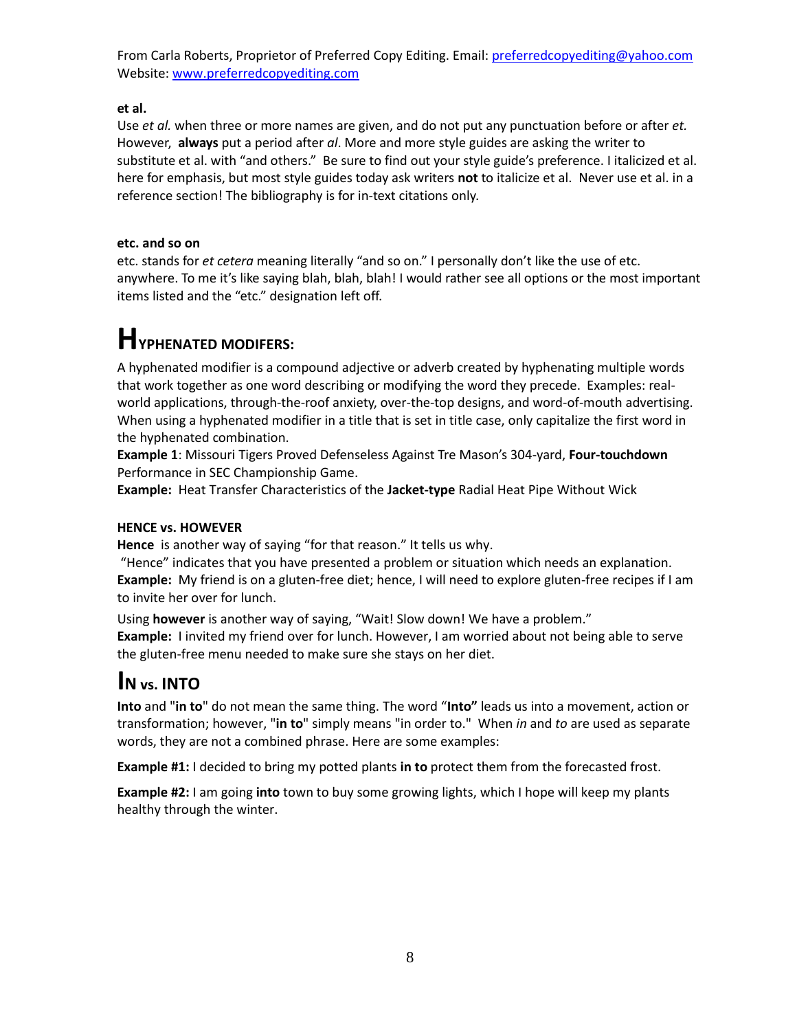From Carla Roberts, Proprietor of Preferred Copy Editing. Email: preferredcopyediting@yahoo.com
Website: www.preferredcopyediting.com

**et al.**

Use *et al.* when three or more names are given, and do not put any punctuation before or after *et.* However, **always** put a period after *al*. More and more style guides are asking the writer to substitute et al. with "and others." Be sure to find out your style guide's preference. I italicized et al. here for emphasis, but most style guides today ask writers **not** to italicize et al. Never use et al. in a reference section! The bibliography is for in-text citations only.

**etc. and so on**

etc. stands for *et cetera* meaning literally "and so on." I personally don't like the use of etc. anywhere. To me it's like saying blah, blah, blah! I would rather see all options or the most important items listed and the "etc." designation left off.

# HYPHENATED MODIFERS:

A hyphenated modifier is a compound adjective or adverb created by hyphenating multiple words that work together as one word describing or modifying the word they precede. Examples: real-world applications, through-the-roof anxiety, over-the-top designs, and word-of-mouth advertising. When using a hyphenated modifier in a title that is set in title case, only capitalize the first word in the hyphenated combination.

**Example 1**: Missouri Tigers Proved Defenseless Against Tre Mason's 304-yard, **Four-touchdown** Performance in SEC Championship Game.

**Example:** Heat Transfer Characteristics of the **Jacket-type** Radial Heat Pipe Without Wick

**HENCE vs. HOWEVER**

**Hence** is another way of saying "for that reason." It tells us why.

"Hence" indicates that you have presented a problem or situation which needs an explanation.

**Example:** My friend is on a gluten-free diet; hence, I will need to explore gluten-free recipes if I am to invite her over for lunch.

Using **however** is another way of saying, "Wait! Slow down! We have a problem."

**Example:** I invited my friend over for lunch. However, I am worried about not being able to serve the gluten-free menu needed to make sure she stays on her diet.

# IN vs. INTO

**Into** and "**in to**" do not mean the same thing. The word "**Into"** leads us into a movement, action or transformation; however, "**in to**" simply means "in order to." When *in* and *to* are used as separate words, they are not a combined phrase. Here are some examples:

**Example #1:** I decided to bring my potted plants **in to** protect them from the forecasted frost.

**Example #2:** I am going **into** town to buy some growing lights, which I hope will keep my plants healthy through the winter.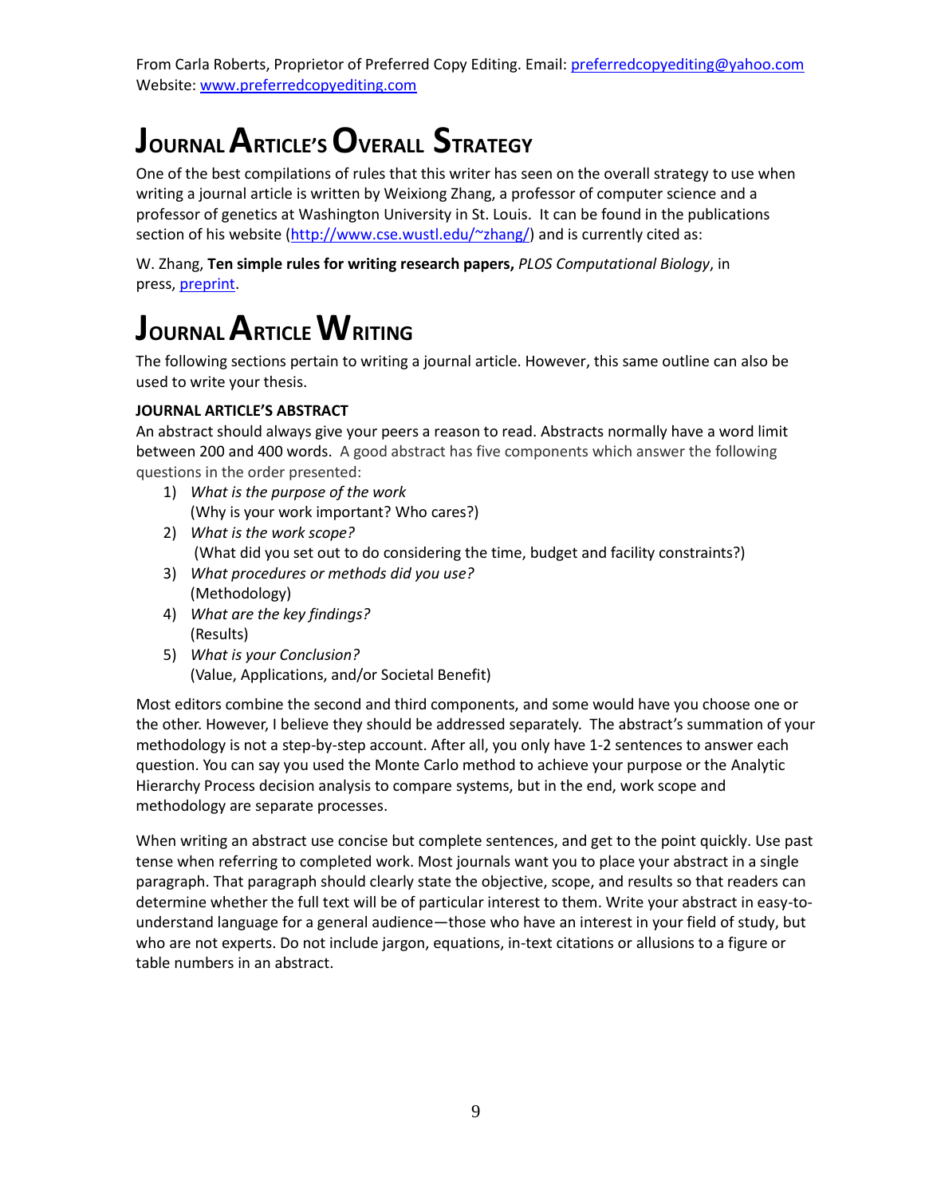From Carla Roberts, Proprietor of Preferred Copy Editing. Email: preferredcopyediting@yahoo.com
Website: www.preferredcopyediting.com

# Journal Article's Overall Strategy

One of the best compilations of rules that this writer has seen on the overall strategy to use when writing a journal article is written by Weixiong Zhang, a professor of computer science and a professor of genetics at Washington University in St. Louis. It can be found in the publications section of his website (http://www.cse.wustl.edu/~zhang/) and is currently cited as:

W. Zhang, **Ten simple rules for writing research papers,** *PLOS Computational Biology*, in press, preprint.

# Journal Article Writing

The following sections pertain to writing a journal article. However, this same outline can also be used to write your thesis.

### JOURNAL ARTICLE'S ABSTRACT

An abstract should always give your peers a reason to read. Abstracts normally have a word limit between 200 and 400 words. A good abstract has five components which answer the following questions in the order presented:

1) *What is the purpose of the work*
   (Why is your work important? Who cares?)
2) *What is the work scope?*
   (What did you set out to do considering the time, budget and facility constraints?)
3) *What procedures or methods did you use?*
   (Methodology)
4) *What are the key findings?*
   (Results)
5) *What is your Conclusion?*
   (Value, Applications, and/or Societal Benefit)

Most editors combine the second and third components, and some would have you choose one or the other. However, I believe they should be addressed separately. The abstract's summation of your methodology is not a step-by-step account. After all, you only have 1-2 sentences to answer each question. You can say you used the Monte Carlo method to achieve your purpose or the Analytic Hierarchy Process decision analysis to compare systems, but in the end, work scope and methodology are separate processes.

When writing an abstract use concise but complete sentences, and get to the point quickly. Use past tense when referring to completed work. Most journals want you to place your abstract in a single paragraph. That paragraph should clearly state the objective, scope, and results so that readers can determine whether the full text will be of particular interest to them. Write your abstract in easy-to-understand language for a general audience—those who have an interest in your field of study, but who are not experts. Do not include jargon, equations, in-text citations or allusions to a figure or table numbers in an abstract.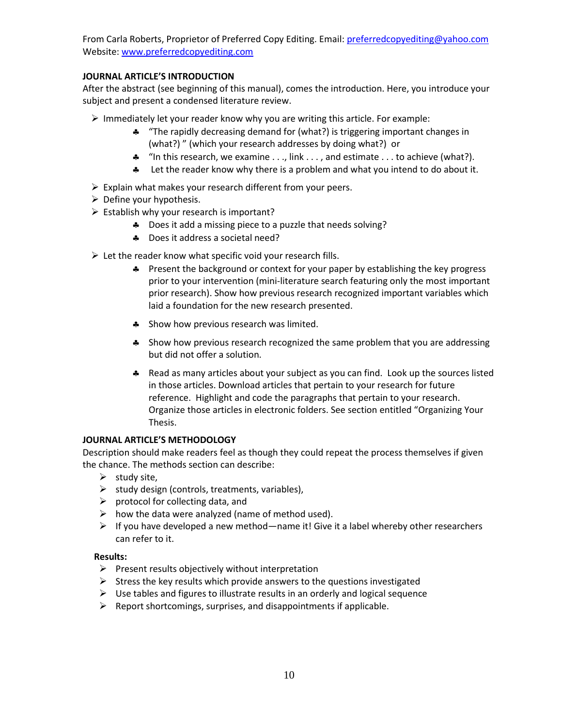From Carla Roberts, Proprietor of Preferred Copy Editing. Email: preferredcopyediting@yahoo.com
Website: www.preferredcopyediting.com

**JOURNAL ARTICLE'S INTRODUCTION**

After the abstract (see beginning of this manual), comes the introduction. Here, you introduce your subject and present a condensed literature review.

- Immediately let your reader know why you are writing this article. For example:
  - "The rapidly decreasing demand for (what?) is triggering important changes in (what?) " (which your research addresses by doing what?) or
  - "In this research, we examine . . ., link . . . , and estimate . . . to achieve (what?).
  - Let the reader know why there is a problem and what you intend to do about it.
- Explain what makes your research different from your peers.
- Define your hypothesis.
- Establish why your research is important?
  - Does it add a missing piece to a puzzle that needs solving?
  - Does it address a societal need?
- Let the reader know what specific void your research fills.
  - Present the background or context for your paper by establishing the key progress prior to your intervention (mini-literature search featuring only the most important prior research). Show how previous research recognized important variables which laid a foundation for the new research presented.
  - Show how previous research was limited.
  - Show how previous research recognized the same problem that you are addressing but did not offer a solution.
  - Read as many articles about your subject as you can find. Look up the sources listed in those articles. Download articles that pertain to your research for future reference. Highlight and code the paragraphs that pertain to your research. Organize those articles in electronic folders. See section entitled "Organizing Your Thesis.

**JOURNAL ARTICLE'S METHODOLOGY**

Description should make readers feel as though they could repeat the process themselves if given the chance. The methods section can describe:

- study site,
- study design (controls, treatments, variables),
- protocol for collecting data, and
- how the data were analyzed (name of method used).
- If you have developed a new method—name it! Give it a label whereby other researchers can refer to it.

**Results:**

- Present results objectively without interpretation
- Stress the key results which provide answers to the questions investigated
- Use tables and figures to illustrate results in an orderly and logical sequence
- Report shortcomings, surprises, and disappointments if applicable.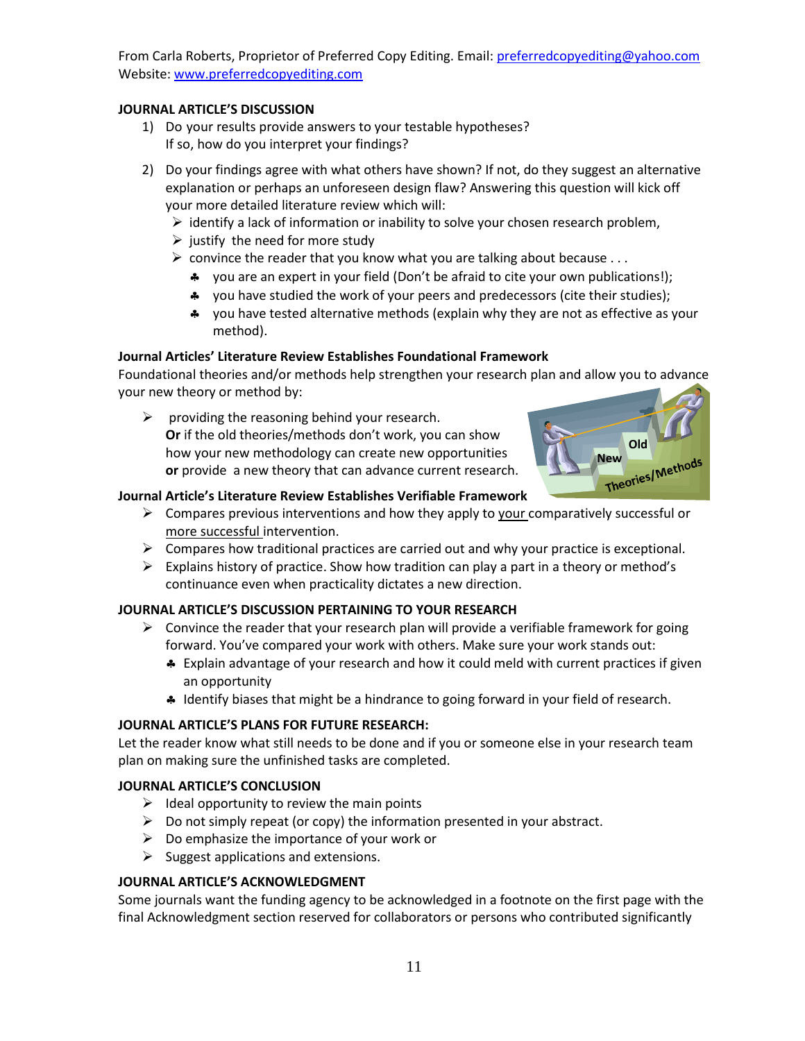From Carla Roberts, Proprietor of Preferred Copy Editing. Email: preferredcopyediting@yahoo.com
Website: www.preferredcopyediting.com

**JOURNAL ARTICLE'S DISCUSSION**

1) Do your results provide answers to your testable hypotheses?
   If so, how do you interpret your findings?

2) Do your findings agree with what others have shown? If not, do they suggest an alternative explanation or perhaps an unforeseen design flaw? Answering this question will kick off your more detailed literature review which will:
   - identify a lack of information or inability to solve your chosen research problem,
   - justify the need for more study
   - convince the reader that you know what you are talking about because . . .
     - you are an expert in your field (Don't be afraid to cite your own publications!);
     - you have studied the work of your peers and predecessors (cite their studies);
     - you have tested alternative methods (explain why they are not as effective as your method).

**Journal Articles' Literature Review Establishes Foundational Framework**

Foundational theories and/or methods help strengthen your research plan and allow you to advance your new theory or method by:

- providing the reasoning behind your research.
  **Or** if the old theories/methods don't work, you can show how your new methodology can create new opportunities **or** provide a new theory that can advance current research.

**Journal Article's Literature Review Establishes Verifiable Framework**

- Compares previous interventions and how they apply to <u>your</u> comparatively successful or <u>more successful</u> intervention.
- Compares how traditional practices are carried out and why your practice is exceptional.
- Explains history of practice. Show how tradition can play a part in a theory or method's continuance even when practicality dictates a new direction.

**JOURNAL ARTICLE'S DISCUSSION PERTAINING TO YOUR RESEARCH**

- Convince the reader that your research plan will provide a verifiable framework for going forward. You've compared your work with others. Make sure your work stands out:
  - Explain advantage of your research and how it could meld with current practices if given an opportunity
  - Identify biases that might be a hindrance to going forward in your field of research.

**JOURNAL ARTICLE'S PLANS FOR FUTURE RESEARCH:**

Let the reader know what still needs to be done and if you or someone else in your research team plan on making sure the unfinished tasks are completed.

**JOURNAL ARTICLE'S CONCLUSION**

- Ideal opportunity to review the main points
- Do not simply repeat (or copy) the information presented in your abstract.
- Do emphasize the importance of your work or
- Suggest applications and extensions.

**JOURNAL ARTICLE'S ACKNOWLEDGMENT**

Some journals want the funding agency to be acknowledged in a footnote on the first page with the final Acknowledgment section reserved for collaborators or persons who contributed significantly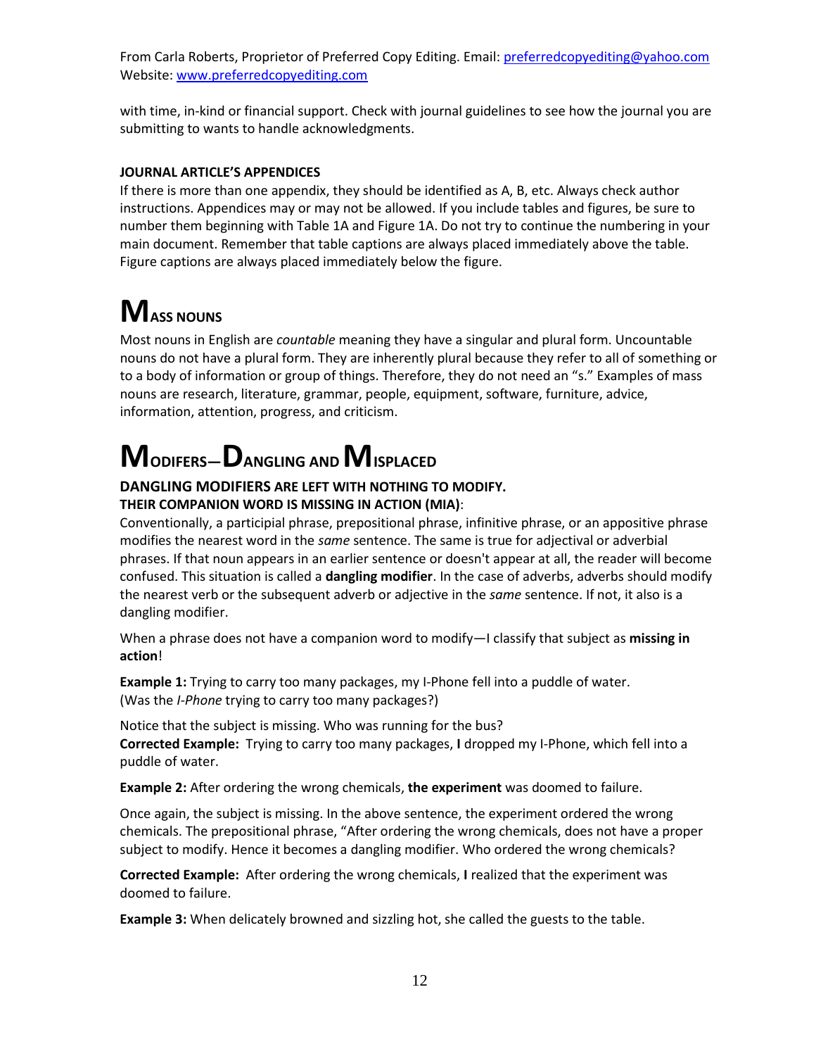with time, in-kind or financial support. Check with journal guidelines to see how the journal you are submitting to wants to handle acknowledgments.

### JOURNAL ARTICLE'S APPENDICES

If there is more than one appendix, they should be identified as A, B, etc. Always check author instructions. Appendices may or may not be allowed. If you include tables and figures, be sure to number them beginning with Table 1A and Figure 1A. Do not try to continue the numbering in your main document. Remember that table captions are always placed immediately above the table. Figure captions are always placed immediately below the figure.

# MASS NOUNS

Most nouns in English are *countable* meaning they have a singular and plural form. Uncountable nouns do not have a plural form. They are inherently plural because they refer to all of something or to a body of information or group of things. Therefore, they do not need an "s." Examples of mass nouns are research, literature, grammar, people, equipment, software, furniture, advice, information, attention, progress, and criticism.

# MODIFERS—DANGLING AND MISPLACED

### DANGLING MODIFIERS ARE LEFT WITH NOTHING TO MODIFY. THEIR COMPANION WORD IS MISSING IN ACTION (MIA):

Conventionally, a participial phrase, prepositional phrase, infinitive phrase, or an appositive phrase modifies the nearest word in the *same* sentence. The same is true for adjectival or adverbial phrases. If that noun appears in an earlier sentence or doesn't appear at all, the reader will become confused. This situation is called a **dangling modifier**. In the case of adverbs, adverbs should modify the nearest verb or the subsequent adverb or adjective in the *same* sentence. If not, it also is a dangling modifier.

When a phrase does not have a companion word to modify—I classify that subject as **missing in action**!

**Example 1:** Trying to carry too many packages, my I-Phone fell into a puddle of water. (Was the *I-Phone* trying to carry too many packages?)

Notice that the subject is missing. Who was running for the bus?
**Corrected Example:** Trying to carry too many packages, **I** dropped my I-Phone, which fell into a puddle of water.

**Example 2:** After ordering the wrong chemicals, **the experiment** was doomed to failure.

Once again, the subject is missing. In the above sentence, the experiment ordered the wrong chemicals. The prepositional phrase, "After ordering the wrong chemicals, does not have a proper subject to modify. Hence it becomes a dangling modifier. Who ordered the wrong chemicals?

**Corrected Example:** After ordering the wrong chemicals, **I** realized that the experiment was doomed to failure.

**Example 3:** When delicately browned and sizzling hot, she called the guests to the table.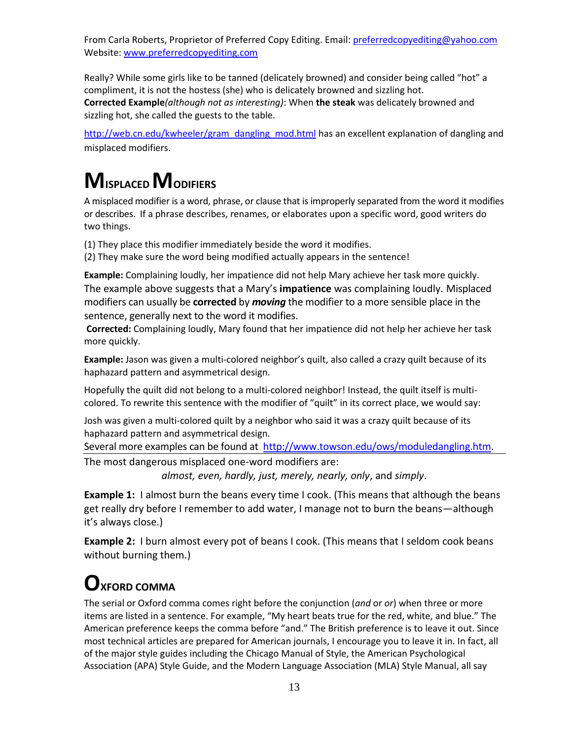From Carla Roberts, Proprietor of Preferred Copy Editing. Email: preferredcopyediting@yahoo.com Website: www.preferredcopyediting.com

Really? While some girls like to be tanned (delicately browned) and consider being called "hot" a compliment, it is not the hostess (she) who is delicately browned and sizzling hot.
**Corrected Example***(although not as interesting)*: When **the steak** was delicately browned and sizzling hot, she called the guests to the table.

http://web.cn.edu/kwheeler/gram_dangling_mod.html has an excellent explanation of dangling and misplaced modifiers.

# Misplaced Modifiers

A misplaced modifier is a word, phrase, or clause that is improperly separated from the word it modifies or describes. If a phrase describes, renames, or elaborates upon a specific word, good writers do two things.

(1) They place this modifier immediately beside the word it modifies.
(2) They make sure the word being modified actually appears in the sentence!

**Example:** Complaining loudly, her impatience did not help Mary achieve her task more quickly.
The example above suggests that a Mary's **impatience** was complaining loudly. Misplaced modifiers can usually be **corrected** by ***moving*** the modifier to a more sensible place in the sentence, generally next to the word it modifies.
**Corrected:** Complaining loudly, Mary found that her impatience did not help her achieve her task more quickly.

**Example:** Jason was given a multi-colored neighbor's quilt, also called a crazy quilt because of its haphazard pattern and asymmetrical design.

Hopefully the quilt did not belong to a multi-colored neighbor! Instead, the quilt itself is multi-colored. To rewrite this sentence with the modifier of "quilt" in its correct place, we would say:

Josh was given a multi-colored quilt by a neighbor who said it was a crazy quilt because of its haphazard pattern and asymmetrical design.
Several more examples can be found at http://www.towson.edu/ows/moduledangling.htm.

The most dangerous misplaced one-word modifiers are:
*almost, even, hardly, just, merely, nearly, only*, and *simply*.

**Example 1:** I almost burn the beans every time I cook. (This means that although the beans get really dry before I remember to add water, I manage not to burn the beans—although it's always close.)

**Example 2:** I burn almost every pot of beans I cook. (This means that I seldom cook beans without burning them.)

# Oxford Comma

The serial or Oxford comma comes right before the conjunction (*and* or *or*) when three or more items are listed in a sentence. For example, "My heart beats true for the red, white, and blue." The American preference keeps the comma before "and." The British preference is to leave it out. Since most technical articles are prepared for American journals, I encourage you to leave it in. In fact, all of the major style guides including the Chicago Manual of Style, the American Psychological Association (APA) Style Guide, and the Modern Language Association (MLA) Style Manual, all say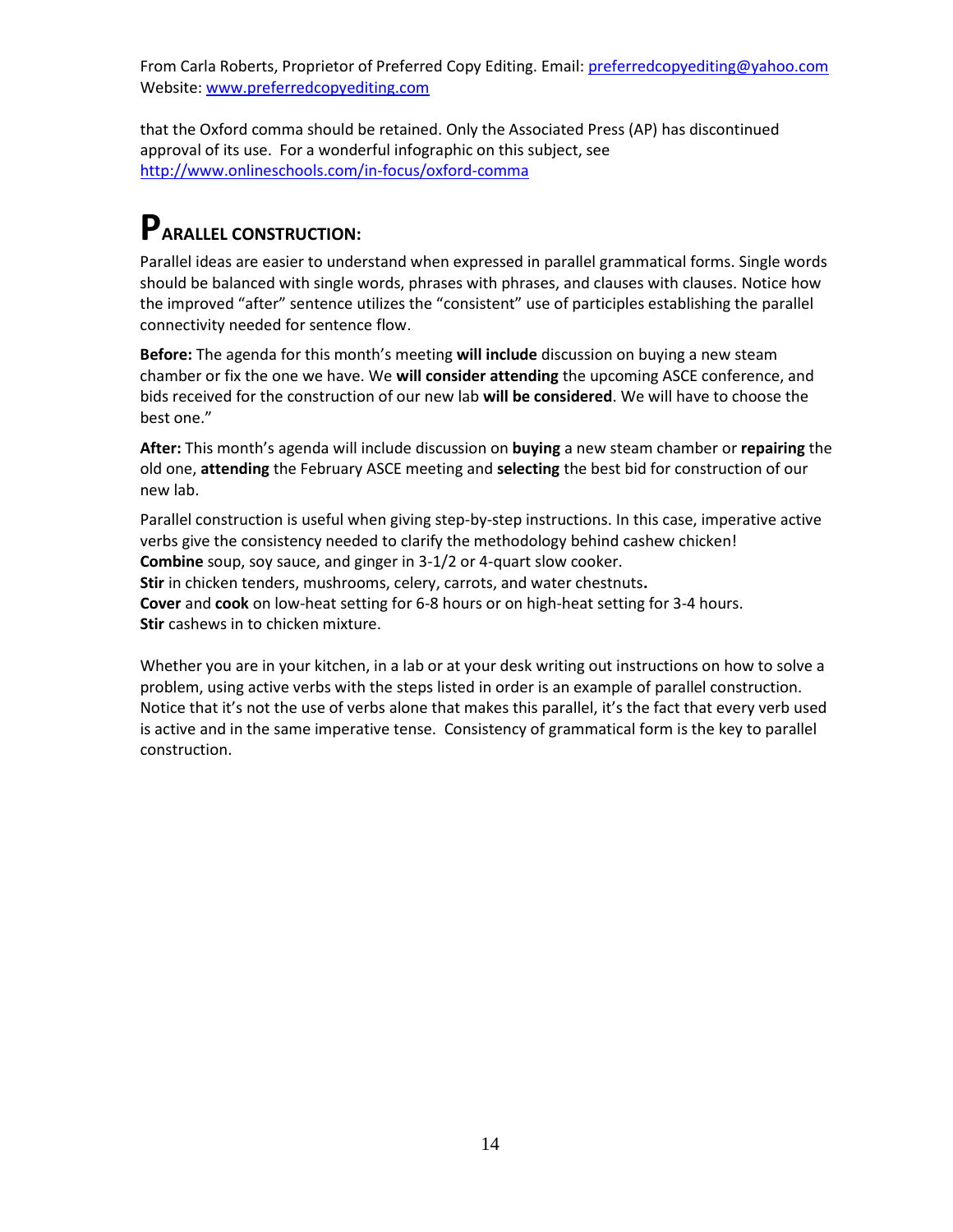that the Oxford comma should be retained. Only the Associated Press (AP) has discontinued approval of its use. For a wonderful infographic on this subject, see http://www.onlineschools.com/in-focus/oxford-comma

# PARALLEL CONSTRUCTION:

Parallel ideas are easier to understand when expressed in parallel grammatical forms. Single words should be balanced with single words, phrases with phrases, and clauses with clauses. Notice how the improved "after" sentence utilizes the "consistent" use of participles establishing the parallel connectivity needed for sentence flow.

**Before:** The agenda for this month's meeting **will include** discussion on buying a new steam chamber or fix the one we have. We **will consider attending** the upcoming ASCE conference, and bids received for the construction of our new lab **will be considered**. We will have to choose the best one."

**After:** This month's agenda will include discussion on **buying** a new steam chamber or **repairing** the old one, **attending** the February ASCE meeting and **selecting** the best bid for construction of our new lab.

Parallel construction is useful when giving step-by-step instructions. In this case, imperative active verbs give the consistency needed to clarify the methodology behind cashew chicken!
**Combine** soup, soy sauce, and ginger in 3-1/2 or 4-quart slow cooker.
**Stir** in chicken tenders, mushrooms, celery, carrots, and water chestnuts**.**
**Cover** and **cook** on low-heat setting for 6-8 hours or on high-heat setting for 3-4 hours.
**Stir** cashews in to chicken mixture.

Whether you are in your kitchen, in a lab or at your desk writing out instructions on how to solve a problem, using active verbs with the steps listed in order is an example of parallel construction. Notice that it's not the use of verbs alone that makes this parallel, it's the fact that every verb used is active and in the same imperative tense. Consistency of grammatical form is the key to parallel construction.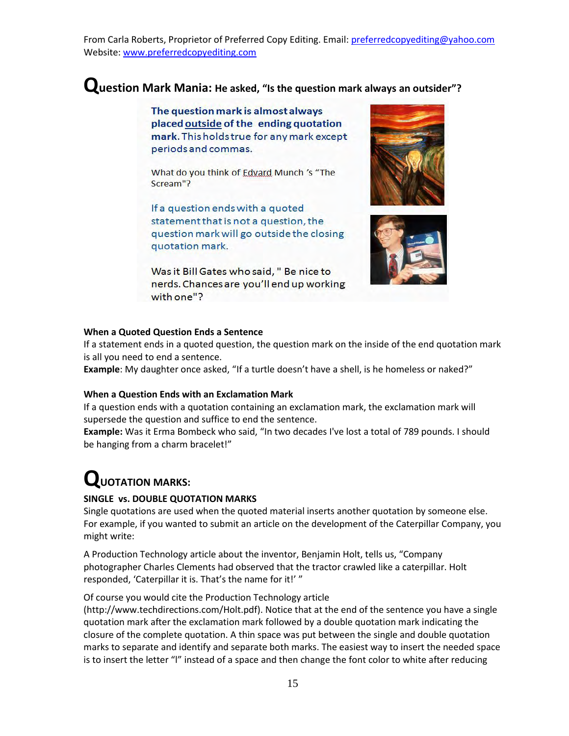From Carla Roberts, Proprietor of Preferred Copy Editing. Email: preferredcopyediting@yahoo.com
Website: www.preferredcopyediting.com

## Question Mark Mania: He asked, "Is the question mark always an outsider"?

**The question mark is almost always placed outside of the ending quotation mark.** This holds true for any mark except periods and commas.

What do you think of Edvard Munch 's "The Scream"?

If a question ends with a quoted statement that is not a question, the question mark will go outside the closing quotation mark.

Was it Bill Gates who said, " Be nice to nerds. Chances are you'll end up working with one"?

**When a Quoted Question Ends a Sentence**
If a statement ends in a quoted question, the question mark on the inside of the end quotation mark is all you need to end a sentence.
**Example**: My daughter once asked, "If a turtle doesn't have a shell, is he homeless or naked?"

**When a Question Ends with an Exclamation Mark**
If a question ends with a quotation containing an exclamation mark, the exclamation mark will supersede the question and suffice to end the sentence.
**Example:** Was it Erma Bombeck who said, "In two decades I've lost a total of 789 pounds. I should be hanging from a charm bracelet!"

## QUOTATION MARKS:

**SINGLE vs. DOUBLE QUOTATION MARKS**
Single quotations are used when the quoted material inserts another quotation by someone else. For example, if you wanted to submit an article on the development of the Caterpillar Company, you might write:

A Production Technology article about the inventor, Benjamin Holt, tells us, "Company photographer Charles Clements had observed that the tractor crawled like a caterpillar. Holt responded, 'Caterpillar it is. That's the name for it!' "

Of course you would cite the Production Technology article (http://www.techdirections.com/Holt.pdf). Notice that at the end of the sentence you have a single quotation mark after the exclamation mark followed by a double quotation mark indicating the closure of the complete quotation. A thin space was put between the single and double quotation marks to separate and identify and separate both marks. The easiest way to insert the needed space is to insert the letter "l" instead of a space and then change the font color to white after reducing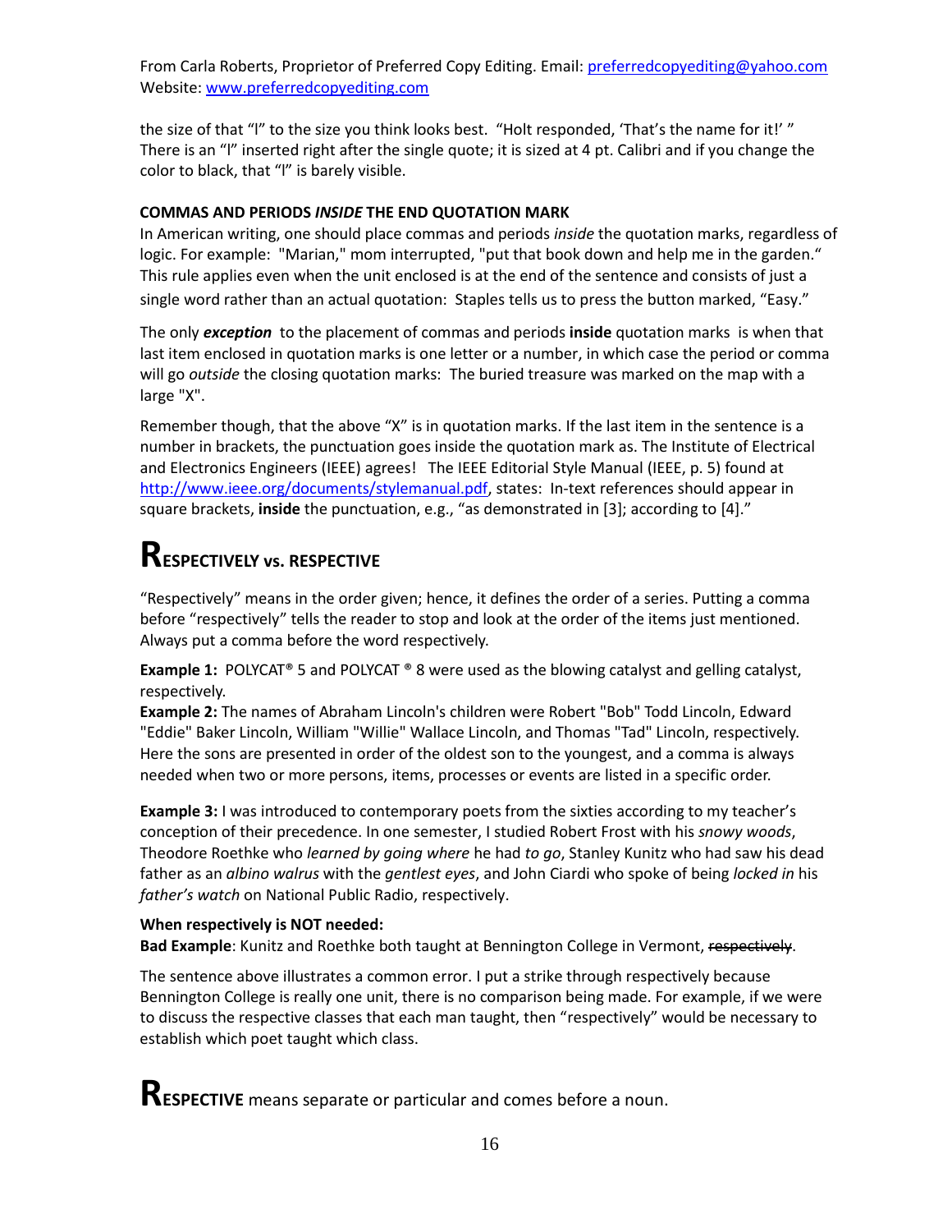the size of that "l" to the size you think looks best. "Holt responded, 'That's the name for it!' " There is an "l" inserted right after the single quote; it is sized at 4 pt. Calibri and if you change the color to black, that "l" is barely visible.

**COMMAS AND PERIODS *INSIDE* THE END QUOTATION MARK**

In American writing, one should place commas and periods *inside* the quotation marks, regardless of logic. For example: "Marian," mom interrupted, "put that book down and help me in the garden." This rule applies even when the unit enclosed is at the end of the sentence and consists of just a single word rather than an actual quotation: Staples tells us to press the button marked, "Easy."

The only ***exception*** to the placement of commas and periods **inside** quotation marks is when that last item enclosed in quotation marks is one letter or a number, in which case the period or comma will go *outside* the closing quotation marks: The buried treasure was marked on the map with a large "X".

Remember though, that the above "X" is in quotation marks. If the last item in the sentence is a number in brackets, the punctuation goes inside the quotation mark as. The Institute of Electrical and Electronics Engineers (IEEE) agrees! The IEEE Editorial Style Manual (IEEE, p. 5) found at http://www.ieee.org/documents/stylemanual.pdf, states: In-text references should appear in square brackets, **inside** the punctuation, e.g., "as demonstrated in [3]; according to [4]."

# RESPECTIVELY vs. RESPECTIVE

"Respectively" means in the order given; hence, it defines the order of a series. Putting a comma before "respectively" tells the reader to stop and look at the order of the items just mentioned. Always put a comma before the word respectively.

**Example 1:** POLYCAT® 5 and POLYCAT ® 8 were used as the blowing catalyst and gelling catalyst, respectively.
**Example 2:** The names of Abraham Lincoln's children were Robert "Bob" Todd Lincoln, Edward "Eddie" Baker Lincoln, William "Willie" Wallace Lincoln, and Thomas "Tad" Lincoln, respectively. Here the sons are presented in order of the oldest son to the youngest, and a comma is always needed when two or more persons, items, processes or events are listed in a specific order.

**Example 3:** I was introduced to contemporary poets from the sixties according to my teacher's conception of their precedence. In one semester, I studied Robert Frost with his *snowy woods*, Theodore Roethke who *learned by going where* he had *to go*, Stanley Kunitz who had saw his dead father as an *albino walrus* with the *gentlest eyes*, and John Ciardi who spoke of being *locked in* his *father's watch* on National Public Radio, respectively.

**When respectively is NOT needed:**
**Bad Example**: Kunitz and Roethke both taught at Bennington College in Vermont, ~~respectively~~.

The sentence above illustrates a common error. I put a strike through respectively because Bennington College is really one unit, there is no comparison being made. For example, if we were to discuss the respective classes that each man taught, then "respectively" would be necessary to establish which poet taught which class.

# RESPECTIVE means separate or particular and comes before a noun.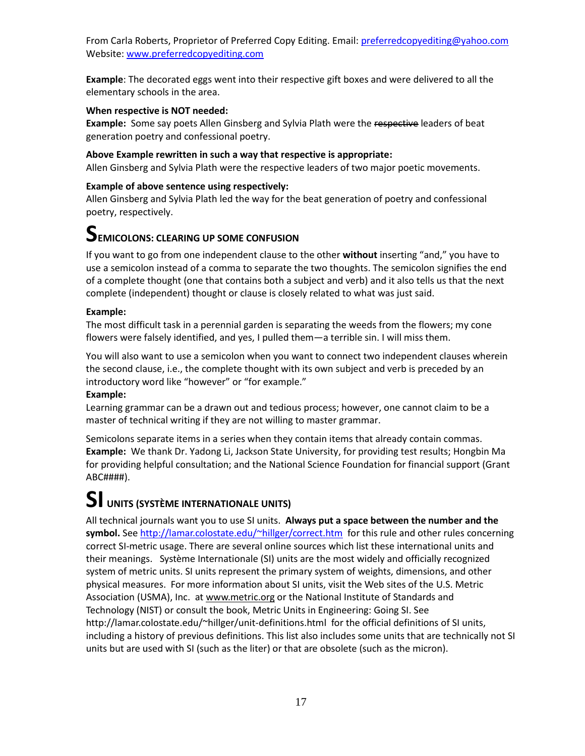From Carla Roberts, Proprietor of Preferred Copy Editing. Email: preferredcopyediting@yahoo.com
Website: www.preferredcopyediting.com

**Example**: The decorated eggs went into their respective gift boxes and were delivered to all the elementary schools in the area.

**When respective is NOT needed:**
**Example:** Some say poets Allen Ginsberg and Sylvia Plath were the ~~respective~~ leaders of beat generation poetry and confessional poetry.

**Above Example rewritten in such a way that respective is appropriate:**
Allen Ginsberg and Sylvia Plath were the respective leaders of two major poetic movements.

**Example of above sentence using respectively:**
Allen Ginsberg and Sylvia Plath led the way for the beat generation of poetry and confessional poetry, respectively.

## SEMICOLONS: CLEARING UP SOME CONFUSION

If you want to go from one independent clause to the other **without** inserting "and," you have to use a semicolon instead of a comma to separate the two thoughts. The semicolon signifies the end of a complete thought (one that contains both a subject and verb) and it also tells us that the next complete (independent) thought or clause is closely related to what was just said.

**Example:**
The most difficult task in a perennial garden is separating the weeds from the flowers; my cone flowers were falsely identified, and yes, I pulled them—a terrible sin. I will miss them.

You will also want to use a semicolon when you want to connect two independent clauses wherein the second clause, i.e., the complete thought with its own subject and verb is preceded by an introductory word like "however" or "for example."
**Example:**
Learning grammar can be a drawn out and tedious process; however, one cannot claim to be a master of technical writing if they are not willing to master grammar.

Semicolons separate items in a series when they contain items that already contain commas.
**Example:** We thank Dr. Yadong Li, Jackson State University, for providing test results; Hongbin Ma for providing helpful consultation; and the National Science Foundation for financial support (Grant ABC####).

## SI UNITS (SYSTÈME INTERNATIONALE UNITS)

All technical journals want you to use SI units. **Always put a space between the number and the symbol.** See http://lamar.colostate.edu/~hillger/correct.htm for this rule and other rules concerning correct SI-metric usage. There are several online sources which list these international units and their meanings. Système Internationale (SI) units are the most widely and officially recognized system of metric units. SI units represent the primary system of weights, dimensions, and other physical measures. For more information about SI units, visit the Web sites of the U.S. Metric Association (USMA), Inc. at www.metric.org or the National Institute of Standards and Technology (NIST) or consult the book, Metric Units in Engineering: Going SI. See http://lamar.colostate.edu/~hillger/unit-definitions.html for the official definitions of SI units, including a history of previous definitions. This list also includes some units that are technically not SI units but are used with SI (such as the liter) or that are obsolete (such as the micron).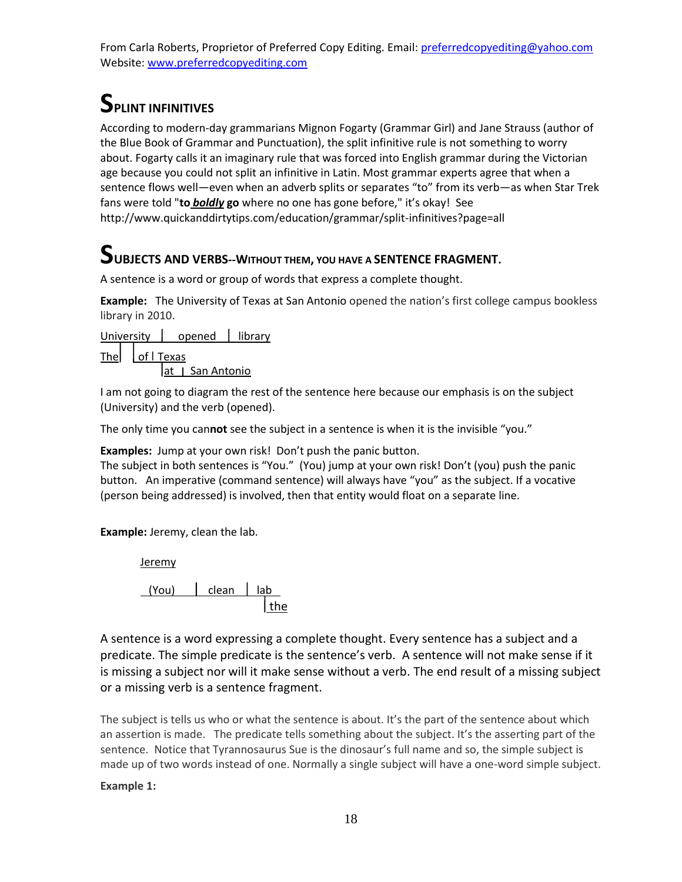From Carla Roberts, Proprietor of Preferred Copy Editing. Email: preferredcopyediting@yahoo.com
Website: www.preferredcopyediting.com

## SPLINT INFINITIVES

According to modern-day grammarians Mignon Fogarty (Grammar Girl) and Jane Strauss (author of the Blue Book of Grammar and Punctuation), the split infinitive rule is not something to worry about. Fogarty calls it an imaginary rule that was forced into English grammar during the Victorian age because you could not split an infinitive in Latin. Most grammar experts agree that when a sentence flows well—even when an adverb splits or separates "to" from its verb—as when Star Trek fans were told "**to *boldly* go** where no one has gone before," it's okay! See http://www.quickanddirtytips.com/education/grammar/split-infinitives?page=all

## SUBJECTS AND VERBS--WITHOUT THEM, YOU HAVE A SENTENCE FRAGMENT.

A sentence is a word or group of words that express a complete thought.

**Example:** The University of Texas at San Antonio opened the nation's first college campus bookless library in 2010.

```
University  |  opened  |  library
The|   |of | Texas
            |at | San Antonio
```

I am not going to diagram the rest of the sentence here because our emphasis is on the subject (University) and the verb (opened).

The only time you can**not** see the subject in a sentence is when it is the invisible "you."

**Examples:** Jump at your own risk! Don't push the panic button.
The subject in both sentences is "You." (You) jump at your own risk! Don't (you) push the panic button. An imperative (command sentence) will always have "you" as the subject. If a vocative (person being addressed) is involved, then that entity would float on a separate line.

**Example:** Jeremy, clean the lab.

```
Jeremy

 (You)   |  clean  |  lab
                      |the
```

A sentence is a word expressing a complete thought. Every sentence has a subject and a predicate. The simple predicate is the sentence's verb. A sentence will not make sense if it is missing a subject nor will it make sense without a verb. The end result of a missing subject or a missing verb is a sentence fragment.

The subject is tells us who or what the sentence is about. It's the part of the sentence about which an assertion is made. The predicate tells something about the subject. It's the asserting part of the sentence. Notice that Tyrannosaurus Sue is the dinosaur's full name and so, the simple subject is made up of two words instead of one. Normally a single subject will have a one-word simple subject.

**Example 1:**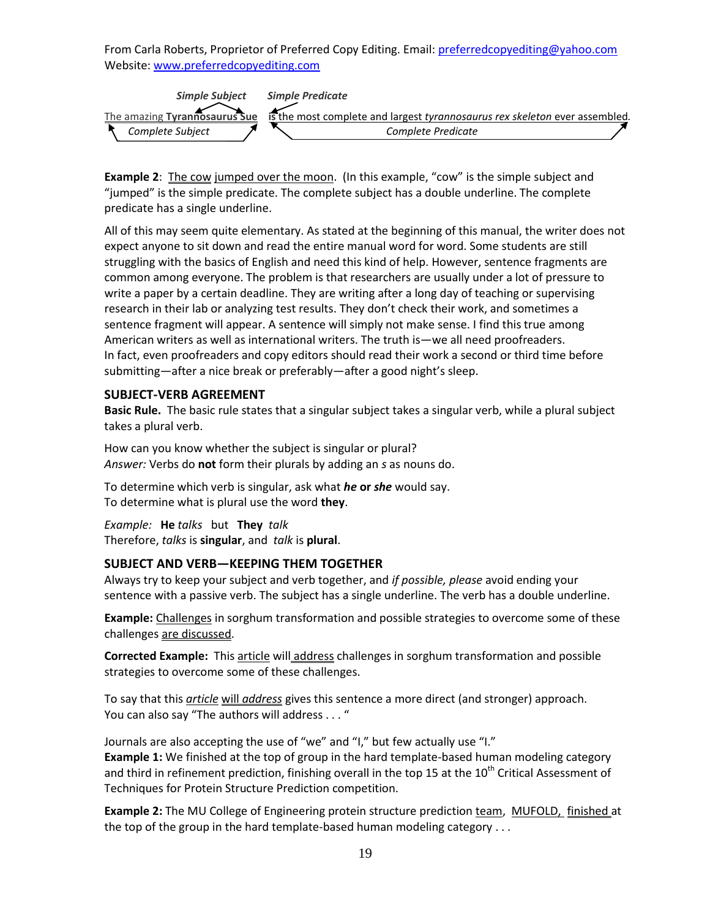From Carla Roberts, Proprietor of Preferred Copy Editing. Email: preferredcopyediting@yahoo.com
Website: www.preferredcopyediting.com

*Simple Subject* *Simple Predicate*

The amazing **Tyrannosaurus Sue** is the most complete and largest *tyrannosaurus rex skeleton* ever assembled.

*Complete Subject* *Complete Predicate*

**Example 2**: The cow jumped over the moon. (In this example, "cow" is the simple subject and "jumped" is the simple predicate. The complete subject has a double underline. The complete predicate has a single underline.

All of this may seem quite elementary. As stated at the beginning of this manual, the writer does not expect anyone to sit down and read the entire manual word for word. Some students are still struggling with the basics of English and need this kind of help. However, sentence fragments are common among everyone. The problem is that researchers are usually under a lot of pressure to write a paper by a certain deadline. They are writing after a long day of teaching or supervising research in their lab or analyzing test results. They don't check their work, and sometimes a sentence fragment will appear. A sentence will simply not make sense. I find this true among American writers as well as international writers. The truth is—we all need proofreaders. In fact, even proofreaders and copy editors should read their work a second or third time before submitting—after a nice break or preferably—after a good night's sleep.

## SUBJECT-VERB AGREEMENT

**Basic Rule.** The basic rule states that a singular subject takes a singular verb, while a plural subject takes a plural verb.

How can you know whether the subject is singular or plural?
*Answer:* Verbs do **not** form their plurals by adding an *s* as nouns do.

To determine which verb is singular, ask what ***he* or *she*** would say.
To determine what is plural use the word **they**.

*Example:* **He** *talks* but **They** *talk*
Therefore, *talks* is **singular**, and *talk* is **plural**.

## SUBJECT AND VERB—KEEPING THEM TOGETHER

Always try to keep your subject and verb together, and *if possible, please* avoid ending your sentence with a passive verb. The subject has a single underline. The verb has a double underline.

**Example:** Challenges in sorghum transformation and possible strategies to overcome some of these challenges are discussed.

**Corrected Example:** This article will address challenges in sorghum transformation and possible strategies to overcome some of these challenges.

To say that this *article* will *address* gives this sentence a more direct (and stronger) approach.
You can also say "The authors will address . . . "

Journals are also accepting the use of "we" and "I," but few actually use "I."
**Example 1:** We finished at the top of group in the hard template-based human modeling category and third in refinement prediction, finishing overall in the top 15 at the 10th Critical Assessment of Techniques for Protein Structure Prediction competition.

**Example 2:** The MU College of Engineering protein structure prediction team, MUFOLD, finished at the top of the group in the hard template-based human modeling category . . .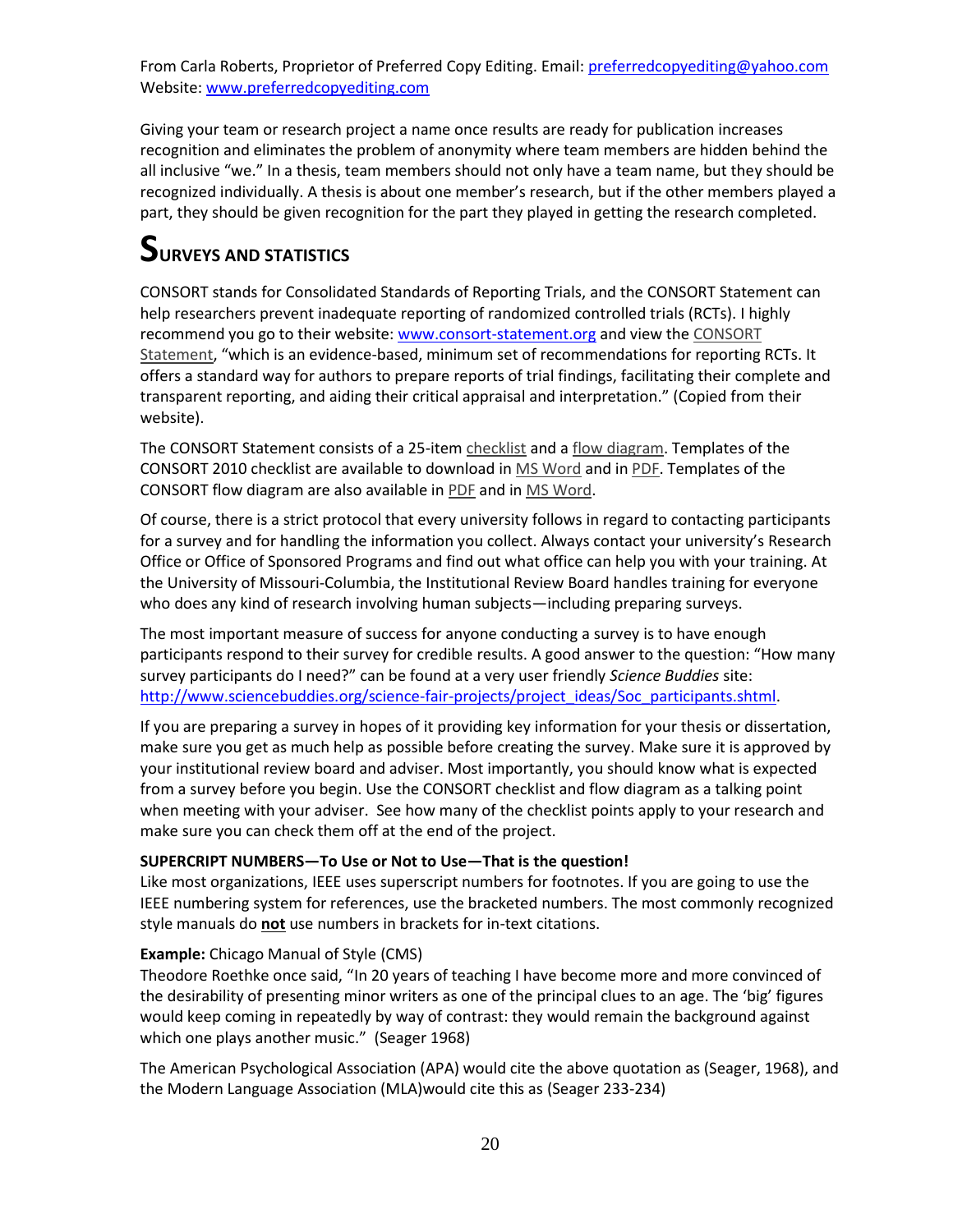From Carla Roberts, Proprietor of Preferred Copy Editing. Email: preferredcopyediting@yahoo.com
Website: www.preferredcopyediting.com

Giving your team or research project a name once results are ready for publication increases recognition and eliminates the problem of anonymity where team members are hidden behind the all inclusive "we." In a thesis, team members should not only have a team name, but they should be recognized individually. A thesis is about one member's research, but if the other members played a part, they should be given recognition for the part they played in getting the research completed.

# SURVEYS AND STATISTICS

CONSORT stands for Consolidated Standards of Reporting Trials, and the CONSORT Statement can help researchers prevent inadequate reporting of randomized controlled trials (RCTs). I highly recommend you go to their website: www.consort-statement.org and view the CONSORT Statement, "which is an evidence-based, minimum set of recommendations for reporting RCTs. It offers a standard way for authors to prepare reports of trial findings, facilitating their complete and transparent reporting, and aiding their critical appraisal and interpretation." (Copied from their website).

The CONSORT Statement consists of a 25-item checklist and a flow diagram. Templates of the CONSORT 2010 checklist are available to download in MS Word and in PDF. Templates of the CONSORT flow diagram are also available in PDF and in MS Word.

Of course, there is a strict protocol that every university follows in regard to contacting participants for a survey and for handling the information you collect. Always contact your university's Research Office or Office of Sponsored Programs and find out what office can help you with your training. At the University of Missouri-Columbia, the Institutional Review Board handles training for everyone who does any kind of research involving human subjects—including preparing surveys.

The most important measure of success for anyone conducting a survey is to have enough participants respond to their survey for credible results. A good answer to the question: "How many survey participants do I need?" can be found at a very user friendly *Science Buddies* site: http://www.sciencebuddies.org/science-fair-projects/project_ideas/Soc_participants.shtml.

If you are preparing a survey in hopes of it providing key information for your thesis or dissertation, make sure you get as much help as possible before creating the survey. Make sure it is approved by your institutional review board and adviser. Most importantly, you should know what is expected from a survey before you begin. Use the CONSORT checklist and flow diagram as a talking point when meeting with your adviser. See how many of the checklist points apply to your research and make sure you can check them off at the end of the project.

**SUPERCRIPT NUMBERS—To Use or Not to Use—That is the question!**
Like most organizations, IEEE uses superscript numbers for footnotes. If you are going to use the IEEE numbering system for references, use the bracketed numbers. The most commonly recognized style manuals do **not** use numbers in brackets for in-text citations.

**Example:** Chicago Manual of Style (CMS)
Theodore Roethke once said, "In 20 years of teaching I have become more and more convinced of the desirability of presenting minor writers as one of the principal clues to an age. The 'big' figures would keep coming in repeatedly by way of contrast: they would remain the background against which one plays another music." (Seager 1968)

The American Psychological Association (APA) would cite the above quotation as (Seager, 1968), and the Modern Language Association (MLA)would cite this as (Seager 233-234)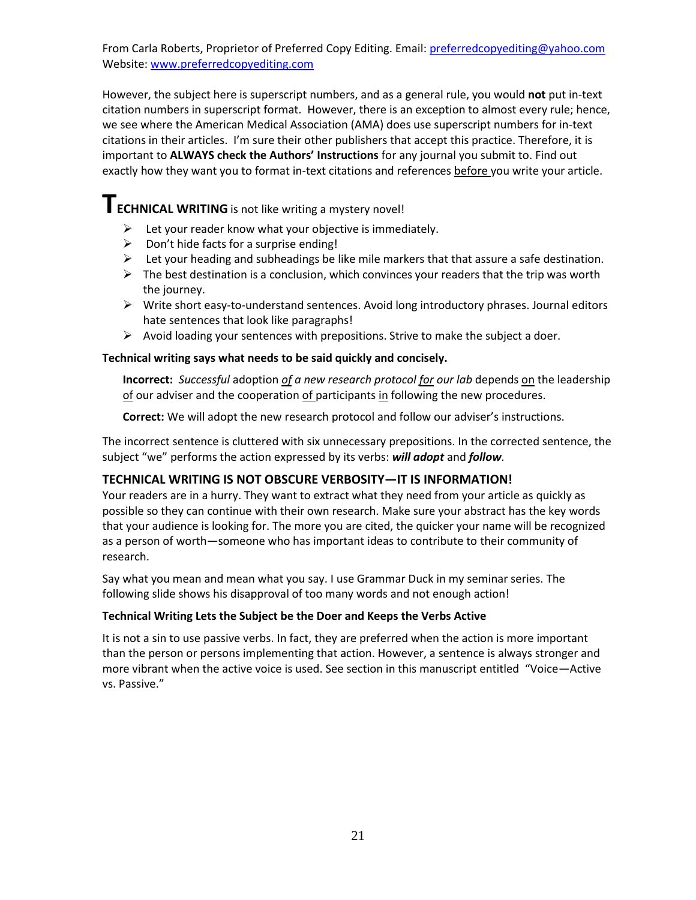From Carla Roberts, Proprietor of Preferred Copy Editing. Email: preferredcopyediting@yahoo.com
Website: www.preferredcopyediting.com

However, the subject here is superscript numbers, and as a general rule, you would **not** put in-text citation numbers in superscript format. However, there is an exception to almost every rule; hence, we see where the American Medical Association (AMA) does use superscript numbers for in-text citations in their articles. I'm sure their other publishers that accept this practice. Therefore, it is important to **ALWAYS check the Authors' Instructions** for any journal you submit to. Find out exactly how they want you to format in-text citations and references <u>before</u> you write your article.

**TECHNICAL WRITING** is not like writing a mystery novel!

- Let your reader know what your objective is immediately.
- Don't hide facts for a surprise ending!
- Let your heading and subheadings be like mile markers that that assure a safe destination.
- The best destination is a conclusion, which convinces your readers that the trip was worth the journey.
- Write short easy-to-understand sentences. Avoid long introductory phrases. Journal editors hate sentences that look like paragraphs!
- Avoid loading your sentences with prepositions. Strive to make the subject a doer.

**Technical writing says what needs to be said quickly and concisely.**

> **Incorrect:** *Successful* adoption <u>*of*</u> *a new research protocol* <u>*for*</u> *our lab* depends <u>on</u> the leadership <u>of</u> our adviser and the cooperation <u>of</u> participants <u>in</u> following the new procedures.
>
> **Correct:** We will adopt the new research protocol and follow our adviser's instructions.

The incorrect sentence is cluttered with six unnecessary prepositions. In the corrected sentence, the subject "we" performs the action expressed by its verbs: ***will adopt*** and ***follow***.

### TECHNICAL WRITING IS NOT OBSCURE VERBOSITY—IT IS INFORMATION!

Your readers are in a hurry. They want to extract what they need from your article as quickly as possible so they can continue with their own research. Make sure your abstract has the key words that your audience is looking for. The more you are cited, the quicker your name will be recognized as a person of worth—someone who has important ideas to contribute to their community of research.

Say what you mean and mean what you say. I use Grammar Duck in my seminar series. The following slide shows his disapproval of too many words and not enough action!

**Technical Writing Lets the Subject be the Doer and Keeps the Verbs Active**

It is not a sin to use passive verbs. In fact, they are preferred when the action is more important than the person or persons implementing that action. However, a sentence is always stronger and more vibrant when the active voice is used. See section in this manuscript entitled "Voice—Active vs. Passive."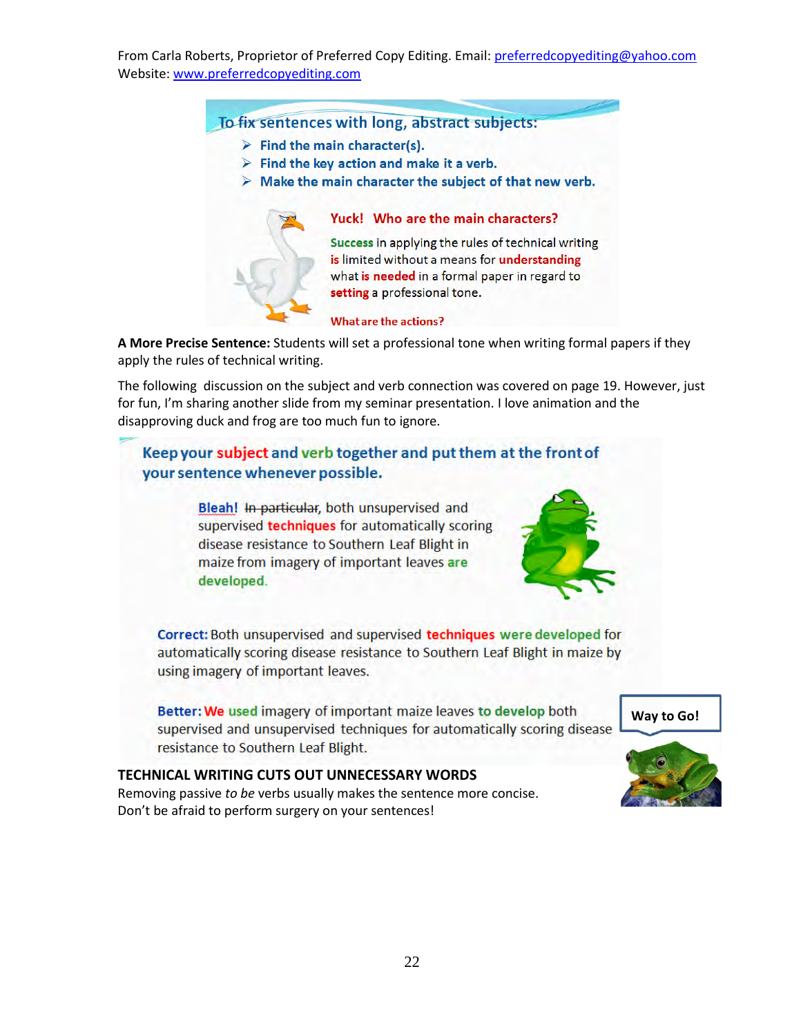From Carla Roberts, Proprietor of Preferred Copy Editing. Email: preferredcopyediting@yahoo.com
Website: www.preferredcopyediting.com

**To fix sentences with long, abstract subjects:**

- Find the main character(s).
- Find the key action and make it a verb.
- Make the main character the subject of that new verb.

**Yuck! Who are the main characters?**

**Success** in applying the rules of technical writing **is** limited without a means for **understanding** what **is needed** in a formal paper in regard to **setting** a professional tone.

**What are the actions?**

**A More Precise Sentence:** Students will set a professional tone when writing formal papers if they apply the rules of technical writing.

The following discussion on the subject and verb connection was covered on page 19. However, just for fun, I'm sharing another slide from my seminar presentation. I love animation and the disapproving duck and frog are too much fun to ignore.

**Keep your subject and verb together and put them at the front of your sentence whenever possible.**

**Bleah!** ~~In particular~~, both unsupervised and supervised **techniques** for automatically scoring disease resistance to Southern Leaf Blight in maize from imagery of important leaves **are developed**.

**Correct:** Both unsupervised and supervised **techniques were developed** for automatically scoring disease resistance to Southern Leaf Blight in maize by using imagery of important leaves.

**Better: We used** imagery of important maize leaves **to develop** both supervised and unsupervised techniques for automatically scoring disease resistance to Southern Leaf Blight.

Way to Go!

## TECHNICAL WRITING CUTS OUT UNNECESSARY WORDS

Removing passive *to be* verbs usually makes the sentence more concise.
Don't be afraid to perform surgery on your sentences!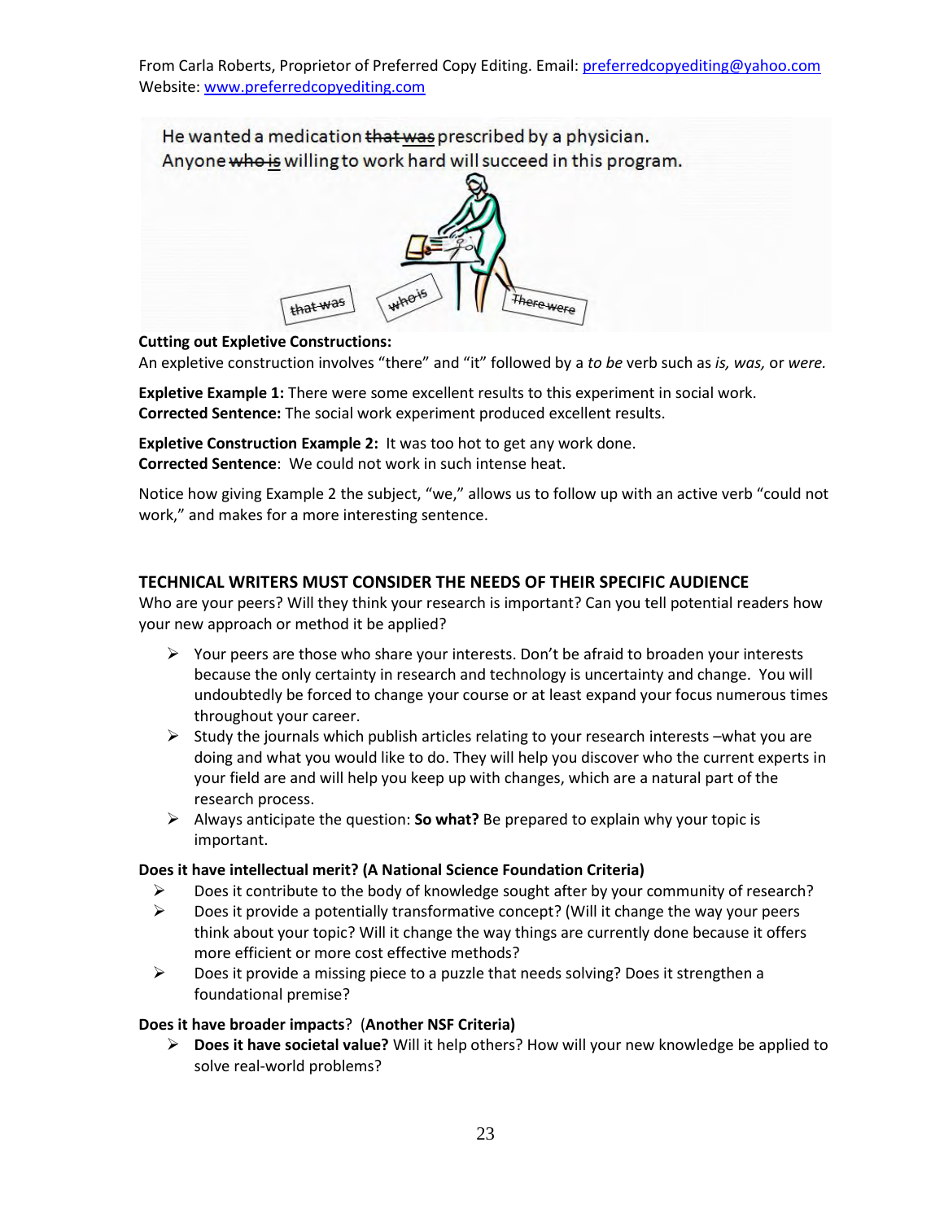He wanted a medication ~~that was~~ prescribed by a physician.
Anyone ~~who is~~ willing to work hard will succeed in this program.

**Cutting out Expletive Constructions:**
An expletive construction involves "there" and "it" followed by a *to be* verb such as *is, was,* or *were.*

**Expletive Example 1:** There were some excellent results to this experiment in social work.
**Corrected Sentence:** The social work experiment produced excellent results.

**Expletive Construction Example 2:** It was too hot to get any work done.
**Corrected Sentence**: We could not work in such intense heat.

Notice how giving Example 2 the subject, "we," allows us to follow up with an active verb "could not work," and makes for a more interesting sentence.

### TECHNICAL WRITERS MUST CONSIDER THE NEEDS OF THEIR SPECIFIC AUDIENCE

Who are your peers? Will they think your research is important? Can you tell potential readers how your new approach or method it be applied?

- Your peers are those who share your interests. Don't be afraid to broaden your interests because the only certainty in research and technology is uncertainty and change. You will undoubtedly be forced to change your course or at least expand your focus numerous times throughout your career.
- Study the journals which publish articles relating to your research interests –what you are doing and what you would like to do. They will help you discover who the current experts in your field are and will help you keep up with changes, which are a natural part of the research process.
- Always anticipate the question: **So what?** Be prepared to explain why your topic is important.

**Does it have intellectual merit? (A National Science Foundation Criteria)**

- Does it contribute to the body of knowledge sought after by your community of research?
- Does it provide a potentially transformative concept? (Will it change the way your peers think about your topic? Will it change the way things are currently done because it offers more efficient or more cost effective methods?
- Does it provide a missing piece to a puzzle that needs solving? Does it strengthen a foundational premise?

**Does it have broader impacts**? (**Another NSF Criteria)**

- **Does it have societal value?** Will it help others? How will your new knowledge be applied to solve real-world problems?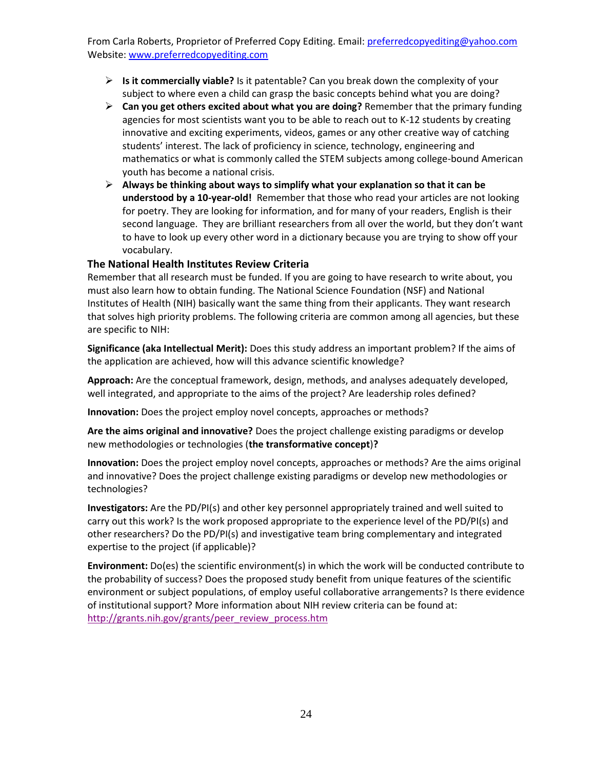- **Is it commercially viable?** Is it patentable? Can you break down the complexity of your subject to where even a child can grasp the basic concepts behind what you are doing?
- **Can you get others excited about what you are doing?** Remember that the primary funding agencies for most scientists want you to be able to reach out to K-12 students by creating innovative and exciting experiments, videos, games or any other creative way of catching students' interest. The lack of proficiency in science, technology, engineering and mathematics or what is commonly called the STEM subjects among college-bound American youth has become a national crisis.
- **Always be thinking about ways to simplify what your explanation so that it can be understood by a 10-year-old!** Remember that those who read your articles are not looking for poetry. They are looking for information, and for many of your readers, English is their second language. They are brilliant researchers from all over the world, but they don't want to have to look up every other word in a dictionary because you are trying to show off your vocabulary.

### The National Health Institutes Review Criteria

Remember that all research must be funded. If you are going to have research to write about, you must also learn how to obtain funding. The National Science Foundation (NSF) and National Institutes of Health (NIH) basically want the same thing from their applicants. They want research that solves high priority problems. The following criteria are common among all agencies, but these are specific to NIH:

**Significance (aka Intellectual Merit):** Does this study address an important problem? If the aims of the application are achieved, how will this advance scientific knowledge?

**Approach:** Are the conceptual framework, design, methods, and analyses adequately developed, well integrated, and appropriate to the aims of the project? Are leadership roles defined?

**Innovation:** Does the project employ novel concepts, approaches or methods?

**Are the aims original and innovative?** Does the project challenge existing paradigms or develop new methodologies or technologies (**the transformative concept**)**?**

**Innovation:** Does the project employ novel concepts, approaches or methods? Are the aims original and innovative? Does the project challenge existing paradigms or develop new methodologies or technologies?

**Investigators:** Are the PD/PI(s) and other key personnel appropriately trained and well suited to carry out this work? Is the work proposed appropriate to the experience level of the PD/PI(s) and other researchers? Do the PD/PI(s) and investigative team bring complementary and integrated expertise to the project (if applicable)?

**Environment:** Do(es) the scientific environment(s) in which the work will be conducted contribute to the probability of success? Does the proposed study benefit from unique features of the scientific environment or subject populations, of employ useful collaborative arrangements? Is there evidence of institutional support? More information about NIH review criteria can be found at: http://grants.nih.gov/grants/peer_review_process.htm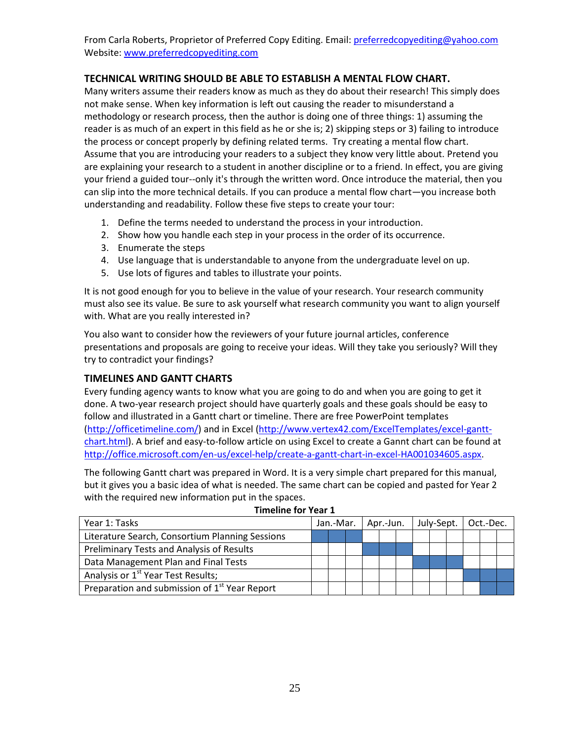### TECHNICAL WRITING SHOULD BE ABLE TO ESTABLISH A MENTAL FLOW CHART.

Many writers assume their readers know as much as they do about their research! This simply does not make sense. When key information is left out causing the reader to misunderstand a methodology or research process, then the author is doing one of three things: 1) assuming the reader is as much of an expert in this field as he or she is; 2) skipping steps or 3) failing to introduce the process or concept properly by defining related terms. Try creating a mental flow chart. Assume that you are introducing your readers to a subject they know very little about. Pretend you are explaining your research to a student in another discipline or to a friend. In effect, you are giving your friend a guided tour--only it's through the written word. Once introduce the material, then you can slip into the more technical details. If you can produce a mental flow chart—you increase both understanding and readability. Follow these five steps to create your tour:

1. Define the terms needed to understand the process in your introduction.
2. Show how you handle each step in your process in the order of its occurrence.
3. Enumerate the steps
4. Use language that is understandable to anyone from the undergraduate level on up.
5. Use lots of figures and tables to illustrate your points.

It is not good enough for you to believe in the value of your research. Your research community must also see its value. Be sure to ask yourself what research community you want to align yourself with. What are you really interested in?

You also want to consider how the reviewers of your future journal articles, conference presentations and proposals are going to receive your ideas. Will they take you seriously? Will they try to contradict your findings?

### TIMELINES AND GANTT CHARTS

Every funding agency wants to know what you are going to do and when you are going to get it done. A two-year research project should have quarterly goals and these goals should be easy to follow and illustrated in a Gantt chart or timeline. There are free PowerPoint templates (http://officetimeline.com/) and in Excel (http://www.vertex42.com/ExcelTemplates/excel-gantt-chart.html). A brief and easy-to-follow article on using Excel to create a Gannt chart can be found at http://office.microsoft.com/en-us/excel-help/create-a-gantt-chart-in-excel-HA001034605.aspx.

The following Gantt chart was prepared in Word. It is a very simple chart prepared for this manual, but it gives you a basic idea of what is needed. The same chart can be copied and pasted for Year 2 with the required new information put in the spaces.

**Timeline for Year 1**

| Year 1: Tasks | Jan.-Mar. | | | Apr.-Jun. | | | July-Sept. | | | Oct.-Dec. | | |
|---|---|---|---|---|---|---|---|---|---|---|---|---|
| Literature Search, Consortium Planning Sessions | ■ | ■ | ■ | | | | | | | | | |
| Preliminary Tests and Analysis of Results | | | | ■ | ■ | ■ | | | | | | |
| Data Management Plan and Final Tests | | | | | | | ■ | ■ | ■ | | | |
| Analysis or 1st Year Test Results; | | | | | | | | | | ■ | ■ | ■ |
| Preparation and submission of 1st Year Report | | | | | | | | | | | ■ | ■ |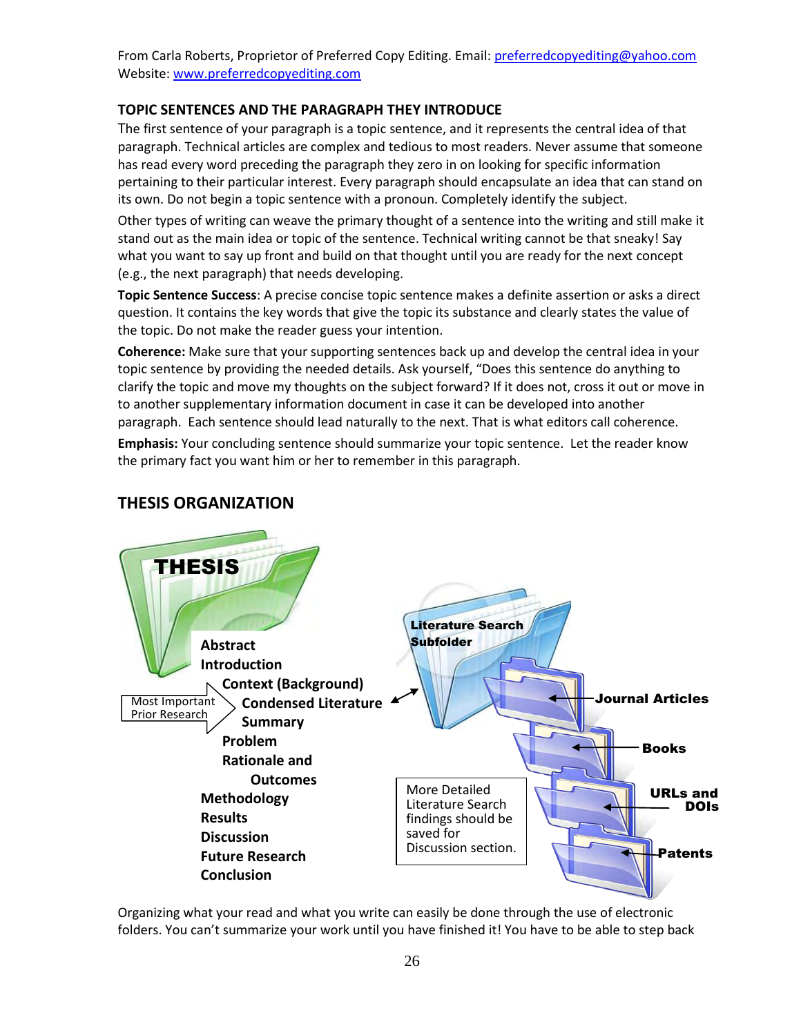From Carla Roberts, Proprietor of Preferred Copy Editing. Email: preferredcopyediting@yahoo.com
Website: www.preferredcopyediting.com

### TOPIC SENTENCES AND THE PARAGRAPH THEY INTRODUCE

The first sentence of your paragraph is a topic sentence, and it represents the central idea of that paragraph. Technical articles are complex and tedious to most readers. Never assume that someone has read every word preceding the paragraph they zero in on looking for specific information pertaining to their particular interest. Every paragraph should encapsulate an idea that can stand on its own. Do not begin a topic sentence with a pronoun. Completely identify the subject.

Other types of writing can weave the primary thought of a sentence into the writing and still make it stand out as the main idea or topic of the sentence. Technical writing cannot be that sneaky! Say what you want to say up front and build on that thought until you are ready for the next concept (e.g., the next paragraph) that needs developing.

**Topic Sentence Success**: A precise concise topic sentence makes a definite assertion or asks a direct question. It contains the key words that give the topic its substance and clearly states the value of the topic. Do not make the reader guess your intention.

**Coherence:** Make sure that your supporting sentences back up and develop the central idea in your topic sentence by providing the needed details. Ask yourself, "Does this sentence do anything to clarify the topic and move my thoughts on the subject forward? If it does not, cross it out or move in to another supplementary information document in case it can be developed into another paragraph. Each sentence should lead naturally to the next. That is what editors call coherence.

**Emphasis:** Your concluding sentence should summarize your topic sentence. Let the reader know the primary fact you want him or her to remember in this paragraph.

## THESIS ORGANIZATION

**THESIS**

- **Abstract**
- **Introduction**
  - **Context (Background)**
  - **Condensed Literature Summary** ← Most Important Prior Research ↔ Literature Search Subfolder
  - **Problem**
  - **Rationale and Outcomes**
- **Methodology**
- **Results**
- **Discussion**
- **Future Research**
- **Conclusion**

**Literature Search Subfolder**

- **Journal Articles**
- **Books**
- **URLs and DOIs**
- **Patents**

More Detailed Literature Search findings should be saved for Discussion section.

Organizing what your read and what you write can easily be done through the use of electronic folders. You can't summarize your work until you have finished it! You have to be able to step back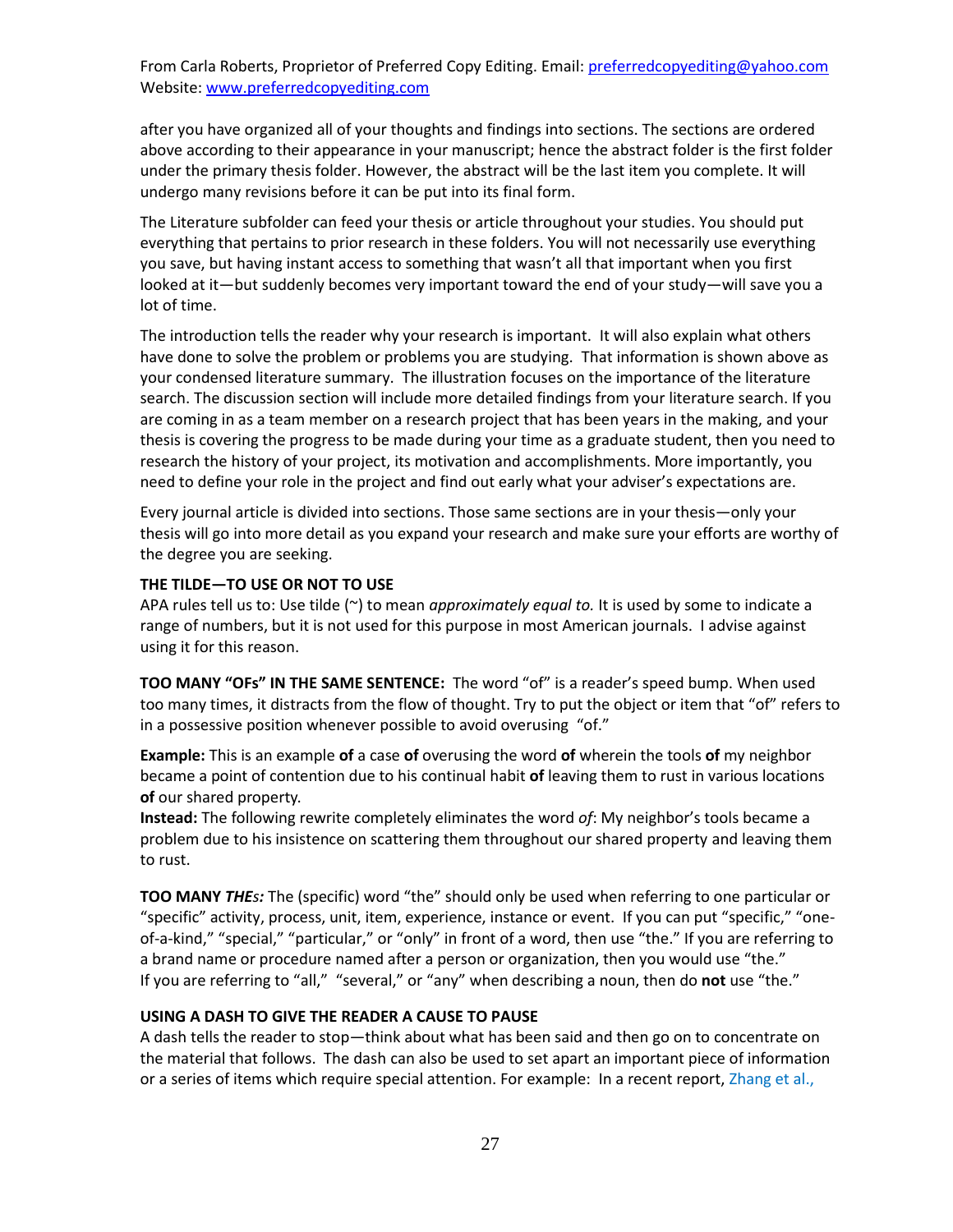after you have organized all of your thoughts and findings into sections. The sections are ordered above according to their appearance in your manuscript; hence the abstract folder is the first folder under the primary thesis folder. However, the abstract will be the last item you complete. It will undergo many revisions before it can be put into its final form.

The Literature subfolder can feed your thesis or article throughout your studies. You should put everything that pertains to prior research in these folders. You will not necessarily use everything you save, but having instant access to something that wasn't all that important when you first looked at it—but suddenly becomes very important toward the end of your study—will save you a lot of time.

The introduction tells the reader why your research is important. It will also explain what others have done to solve the problem or problems you are studying. That information is shown above as your condensed literature summary. The illustration focuses on the importance of the literature search. The discussion section will include more detailed findings from your literature search. If you are coming in as a team member on a research project that has been years in the making, and your thesis is covering the progress to be made during your time as a graduate student, then you need to research the history of your project, its motivation and accomplishments. More importantly, you need to define your role in the project and find out early what your adviser's expectations are.

Every journal article is divided into sections. Those same sections are in your thesis—only your thesis will go into more detail as you expand your research and make sure your efforts are worthy of the degree you are seeking.

**THE TILDE—TO USE OR NOT TO USE**

APA rules tell us to: Use tilde (~) to mean *approximately equal to.* It is used by some to indicate a range of numbers, but it is not used for this purpose in most American journals. I advise against using it for this reason.

**TOO MANY "OFs" IN THE SAME SENTENCE:** The word "of" is a reader's speed bump. When used too many times, it distracts from the flow of thought. Try to put the object or item that "of" refers to in a possessive position whenever possible to avoid overusing "of."

**Example:** This is an example **of** a case **of** overusing the word **of** wherein the tools **of** my neighbor became a point of contention due to his continual habit **of** leaving them to rust in various locations **of** our shared property.
**Instead:** The following rewrite completely eliminates the word *of*: My neighbor's tools became a problem due to his insistence on scattering them throughout our shared property and leaving them to rust.

**TOO MANY *THEs:*** The (specific) word "the" should only be used when referring to one particular or "specific" activity, process, unit, item, experience, instance or event. If you can put "specific," "one-of-a-kind," "special," "particular," or "only" in front of a word, then use "the." If you are referring to a brand name or procedure named after a person or organization, then you would use "the."
If you are referring to "all," "several," or "any" when describing a noun, then do **not** use "the."

**USING A DASH TO GIVE THE READER A CAUSE TO PAUSE**

A dash tells the reader to stop—think about what has been said and then go on to concentrate on the material that follows. The dash can also be used to set apart an important piece of information or a series of items which require special attention. For example: In a recent report, Zhang et al.,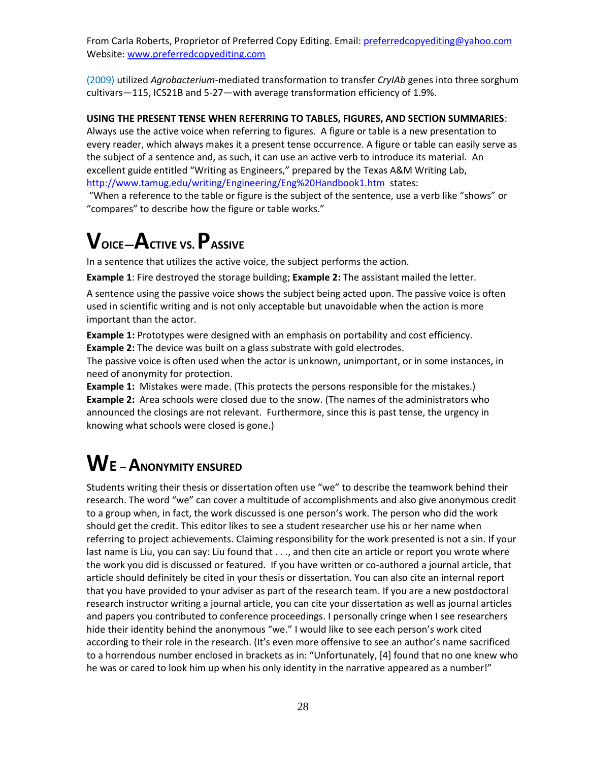From Carla Roberts, Proprietor of Preferred Copy Editing. Email: preferredcopyediting@yahoo.com
Website: www.preferredcopyediting.com

(2009) utilized *Agrobacterium*-mediated transformation to transfer *CryIAb* genes into three sorghum cultivars—115, ICS21B and 5-27—with average transformation efficiency of 1.9%.

**USING THE PRESENT TENSE WHEN REFERRING TO TABLES, FIGURES, AND SECTION SUMMARIES**: Always use the active voice when referring to figures. A figure or table is a new presentation to every reader, which always makes it a present tense occurrence. A figure or table can easily serve as the subject of a sentence and, as such, it can use an active verb to introduce its material. An excellent guide entitled "Writing as Engineers," prepared by the Texas A&M Writing Lab, http://www.tamug.edu/writing/Engineering/Eng%20Handbook1.htm states:
"When a reference to the table or figure is the subject of the sentence, use a verb like "shows" or "compares" to describe how the figure or table works."

# Voice—Active vs. Passive

In a sentence that utilizes the active voice, the subject performs the action.

**Example 1**: Fire destroyed the storage building; **Example 2:** The assistant mailed the letter.

A sentence using the passive voice shows the subject being acted upon. The passive voice is often used in scientific writing and is not only acceptable but unavoidable when the action is more important than the actor.

**Example 1:** Prototypes were designed with an emphasis on portability and cost efficiency.
**Example 2:** The device was built on a glass substrate with gold electrodes.
The passive voice is often used when the actor is unknown, unimportant, or in some instances, in need of anonymity for protection.
**Example 1:** Mistakes were made. (This protects the persons responsible for the mistakes.)
**Example 2:** Area schools were closed due to the snow. (The names of the administrators who announced the closings are not relevant. Furthermore, since this is past tense, the urgency in knowing what schools were closed is gone.)

# We – Anonymity Ensured

Students writing their thesis or dissertation often use "we" to describe the teamwork behind their research. The word "we" can cover a multitude of accomplishments and also give anonymous credit to a group when, in fact, the work discussed is one person's work. The person who did the work should get the credit. This editor likes to see a student researcher use his or her name when referring to project achievements. Claiming responsibility for the work presented is not a sin. If your last name is Liu, you can say: Liu found that . . ., and then cite an article or report you wrote where the work you did is discussed or featured. If you have written or co-authored a journal article, that article should definitely be cited in your thesis or dissertation. You can also cite an internal report that you have provided to your adviser as part of the research team. If you are a new postdoctoral research instructor writing a journal article, you can cite your dissertation as well as journal articles and papers you contributed to conference proceedings. I personally cringe when I see researchers hide their identity behind the anonymous "we." I would like to see each person's work cited according to their role in the research. (It's even more offensive to see an author's name sacrificed to a horrendous number enclosed in brackets as in: "Unfortunately, [4] found that no one knew who he was or cared to look him up when his only identity in the narrative appeared as a number!"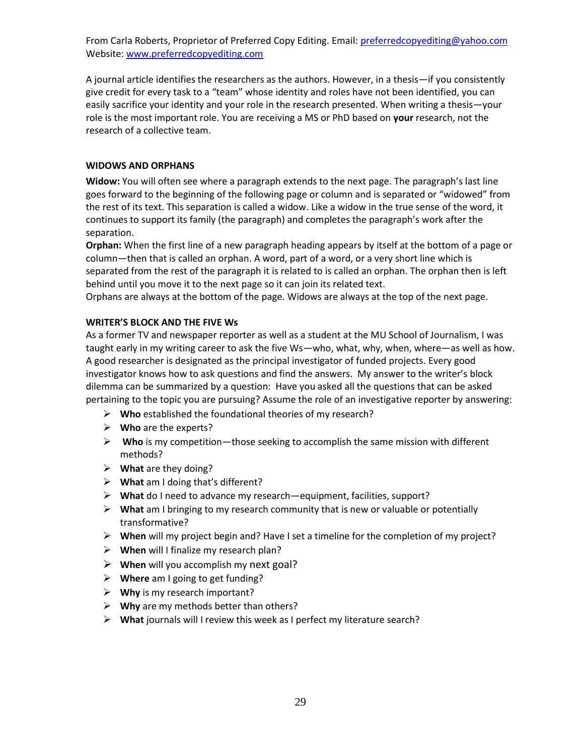From Carla Roberts, Proprietor of Preferred Copy Editing. Email: [preferredcopyediting@yahoo.com](mailto:preferredcopyediting@yahoo.com)
Website: [www.preferredcopyediting.com](http://www.preferredcopyediting.com)

A journal article identifies the researchers as the authors. However, in a thesis—if you consistently give credit for every task to a “team” whose identity and roles have not been identified, you can easily sacrifice your identity and your role in the research presented. When writing a thesis—your role is the most important role. You are receiving a MS or PhD based on **your** research, not the research of a collective team.

### WIDOWS AND ORPHANS

**Widow:** You will often see where a paragraph extends to the next page. The paragraph’s last line goes forward to the beginning of the following page or column and is separated or “widowed” from the rest of its text. This separation is called a widow. Like a widow in the true sense of the word, it continues to support its family (the paragraph) and completes the paragraph’s work after the separation.

**Orphan:** When the first line of a new paragraph heading appears by itself at the bottom of a page or column—then that is called an orphan. A word, part of a word, or a very short line which is separated from the rest of the paragraph it is related to is called an orphan. The orphan then is left behind until you move it to the next page so it can join its related text.

Orphans are always at the bottom of the page. Widows are always at the top of the next page.

### WRITER’S BLOCK AND THE FIVE Ws

As a former TV and newspaper reporter as well as a student at the MU School of Journalism, I was taught early in my writing career to ask the five Ws—who, what, why, when, where—as well as how. A good researcher is designated as the principal investigator of funded projects. Every good investigator knows how to ask questions and find the answers. My answer to the writer’s block dilemma can be summarized by a question: Have you asked all the questions that can be asked pertaining to the topic you are pursuing? Assume the role of an investigative reporter by answering:

- **Who** established the foundational theories of my research?
- **Who** are the experts?
- **Who** is my competition—those seeking to accomplish the same mission with different methods?
- **What** are they doing?
- **What** am I doing that’s different?
- **What** do I need to advance my research—equipment, facilities, support?
- **What** am I bringing to my research community that is new or valuable or potentially transformative?
- **When** will my project begin and? Have I set a timeline for the completion of my project?
- **When** will I finalize my research plan?
- **When** will you accomplish my next goal?
- **Where** am I going to get funding?
- **Why** is my research important?
- **Why** are my methods better than others?
- **What** journals will I review this week as I perfect my literature search?